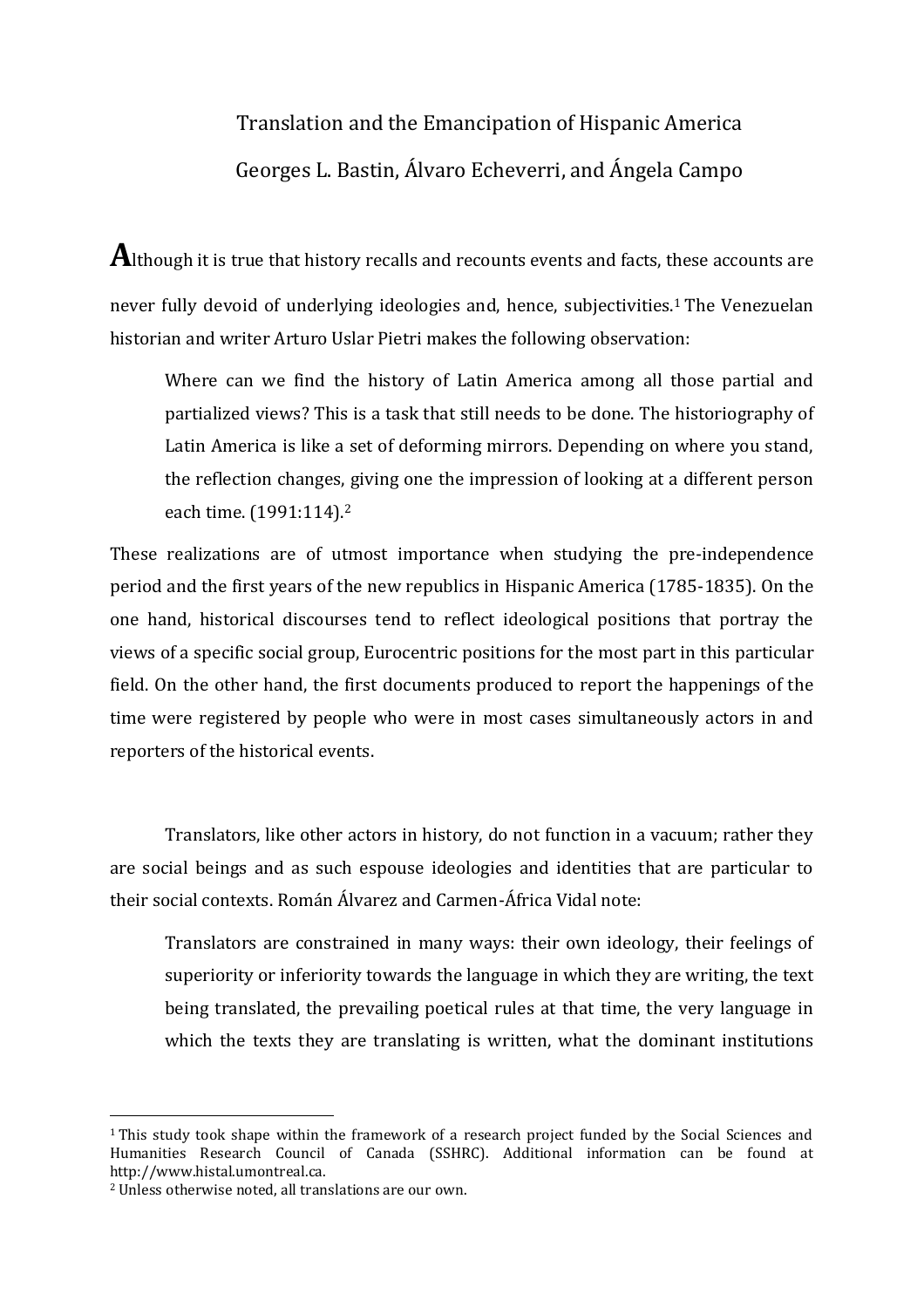# Translation and the Emancipation of Hispanic America

Georges L. Bastin, Álvaro Echeverri, and Ángela Campo

Although it is true that history recalls and recounts events and facts, these accounts are never fully devoid of underlying ideologies and, hence, subjectivities.[1] The Venezuelan historian and writer Arturo Uslar Pietri makes the following observation:

> Where can we find the history of Latin America among all those partial and partialized views? This is a task that still needs to be done. The historiography of Latin America is like a set of deforming mirrors. Depending on where you stand, the reflection changes, giving one the impression of looking at a different person each time. (1991:114).[2]

These realizations are of utmost importance when studying the pre-independence period and the first years of the new republics in Hispanic America (1785-1835). On the one hand, historical discourses tend to reflect ideological positions that portray the views of a specific social group, Eurocentric positions for the most part in this particular field. On the other hand, the first documents produced to report the happenings of the time were registered by people who were in most cases simultaneously actors in and reporters of the historical events.

Translators, like other actors in history, do not function in a vacuum; rather they are social beings and as such espouse ideologies and identities that are particular to their social contexts. Román Álvarez and Carmen-África Vidal note:

> Translators are constrained in many ways: their own ideology, their feelings of superiority or inferiority towards the language in which they are writing, the text being translated, the prevailing poetical rules at that time, the very language in which the texts they are translating is written, what the dominant institutions

---

[1] This study took shape within the framework of a research project funded by the Social Sciences and Humanities Research Council of Canada (SSHRC). Additional information can be found at http://www.histal.umontreal.ca.

[2] Unless otherwise noted, all translations are our own.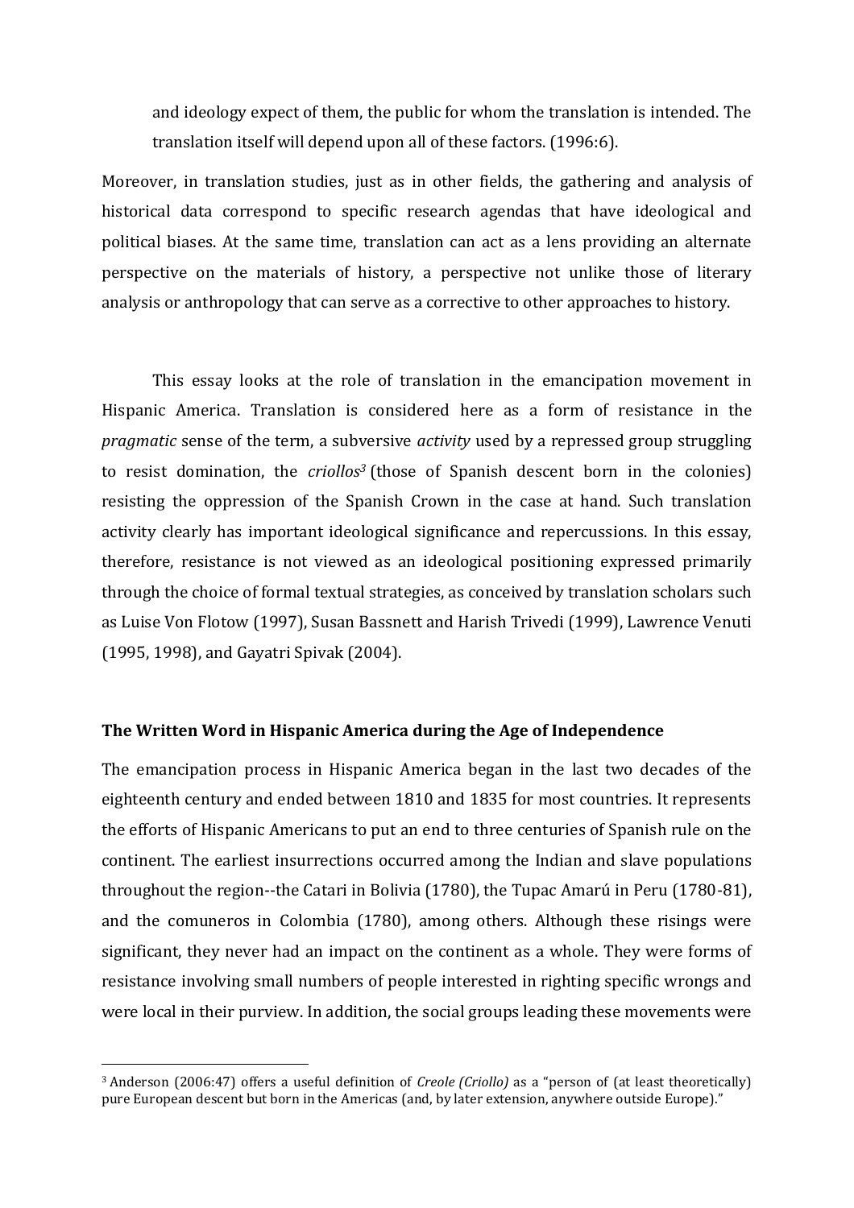> and ideology expect of them, the public for whom the translation is intended. The translation itself will depend upon all of these factors. (1996:6).

Moreover, in translation studies, just as in other fields, the gathering and analysis of historical data correspond to specific research agendas that have ideological and political biases. At the same time, translation can act as a lens providing an alternate perspective on the materials of history, a perspective not unlike those of literary analysis or anthropology that can serve as a corrective to other approaches to history.

This essay looks at the role of translation in the emancipation movement in Hispanic America. Translation is considered here as a form of resistance in the *pragmatic* sense of the term, a subversive *activity* used by a repressed group struggling to resist domination, the *criollos*[3] (those of Spanish descent born in the colonies) resisting the oppression of the Spanish Crown in the case at hand. Such translation activity clearly has important ideological significance and repercussions. In this essay, therefore, resistance is not viewed as an ideological positioning expressed primarily through the choice of formal textual strategies, as conceived by translation scholars such as Luise Von Flotow (1997), Susan Bassnett and Harish Trivedi (1999), Lawrence Venuti (1995, 1998), and Gayatri Spivak (2004).

## The Written Word in Hispanic America during the Age of Independence

The emancipation process in Hispanic America began in the last two decades of the eighteenth century and ended between 1810 and 1835 for most countries. It represents the efforts of Hispanic Americans to put an end to three centuries of Spanish rule on the continent. The earliest insurrections occurred among the Indian and slave populations throughout the region--the Catari in Bolivia (1780), the Tupac Amarú in Peru (1780-81), and the comuneros in Colombia (1780), among others. Although these risings were significant, they never had an impact on the continent as a whole. They were forms of resistance involving small numbers of people interested in righting specific wrongs and were local in their purview. In addition, the social groups leading these movements were

---

[3] Anderson (2006:47) offers a useful definition of *Creole (Criollo)* as a "person of (at least theoretically) pure European descent but born in the Americas (and, by later extension, anywhere outside Europe)."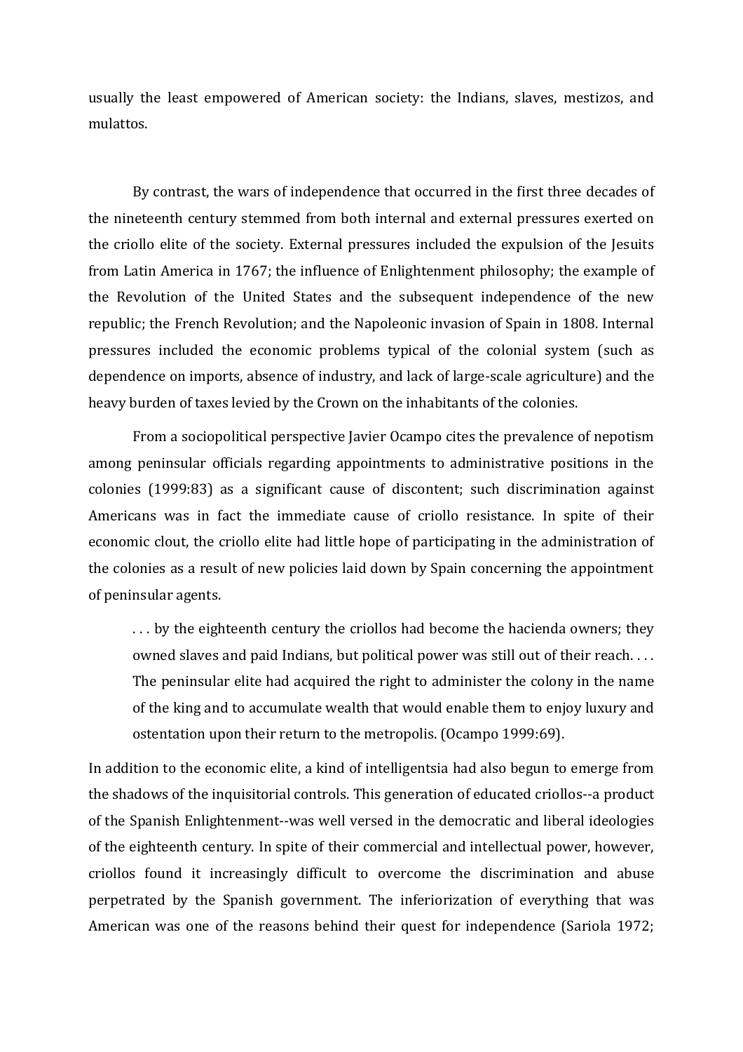usually the least empowered of American society: the Indians, slaves, mestizos, and mulattos.

By contrast, the wars of independence that occurred in the first three decades of the nineteenth century stemmed from both internal and external pressures exerted on the criollo elite of the society. External pressures included the expulsion of the Jesuits from Latin America in 1767; the influence of Enlightenment philosophy; the example of the Revolution of the United States and the subsequent independence of the new republic; the French Revolution; and the Napoleonic invasion of Spain in 1808. Internal pressures included the economic problems typical of the colonial system (such as dependence on imports, absence of industry, and lack of large-scale agriculture) and the heavy burden of taxes levied by the Crown on the inhabitants of the colonies.

From a sociopolitical perspective Javier Ocampo cites the prevalence of nepotism among peninsular officials regarding appointments to administrative positions in the colonies (1999:83) as a significant cause of discontent; such discrimination against Americans was in fact the immediate cause of criollo resistance. In spite of their economic clout, the criollo elite had little hope of participating in the administration of the colonies as a result of new policies laid down by Spain concerning the appointment of peninsular agents.

> . . . by the eighteenth century the criollos had become the hacienda owners; they owned slaves and paid Indians, but political power was still out of their reach. . . . The peninsular elite had acquired the right to administer the colony in the name of the king and to accumulate wealth that would enable them to enjoy luxury and ostentation upon their return to the metropolis. (Ocampo 1999:69).

In addition to the economic elite, a kind of intelligentsia had also begun to emerge from the shadows of the inquisitorial controls. This generation of educated criollos--a product of the Spanish Enlightenment--was well versed in the democratic and liberal ideologies of the eighteenth century. In spite of their commercial and intellectual power, however, criollos found it increasingly difficult to overcome the discrimination and abuse perpetrated by the Spanish government. The inferiorization of everything that was American was one of the reasons behind their quest for independence (Sariola 1972;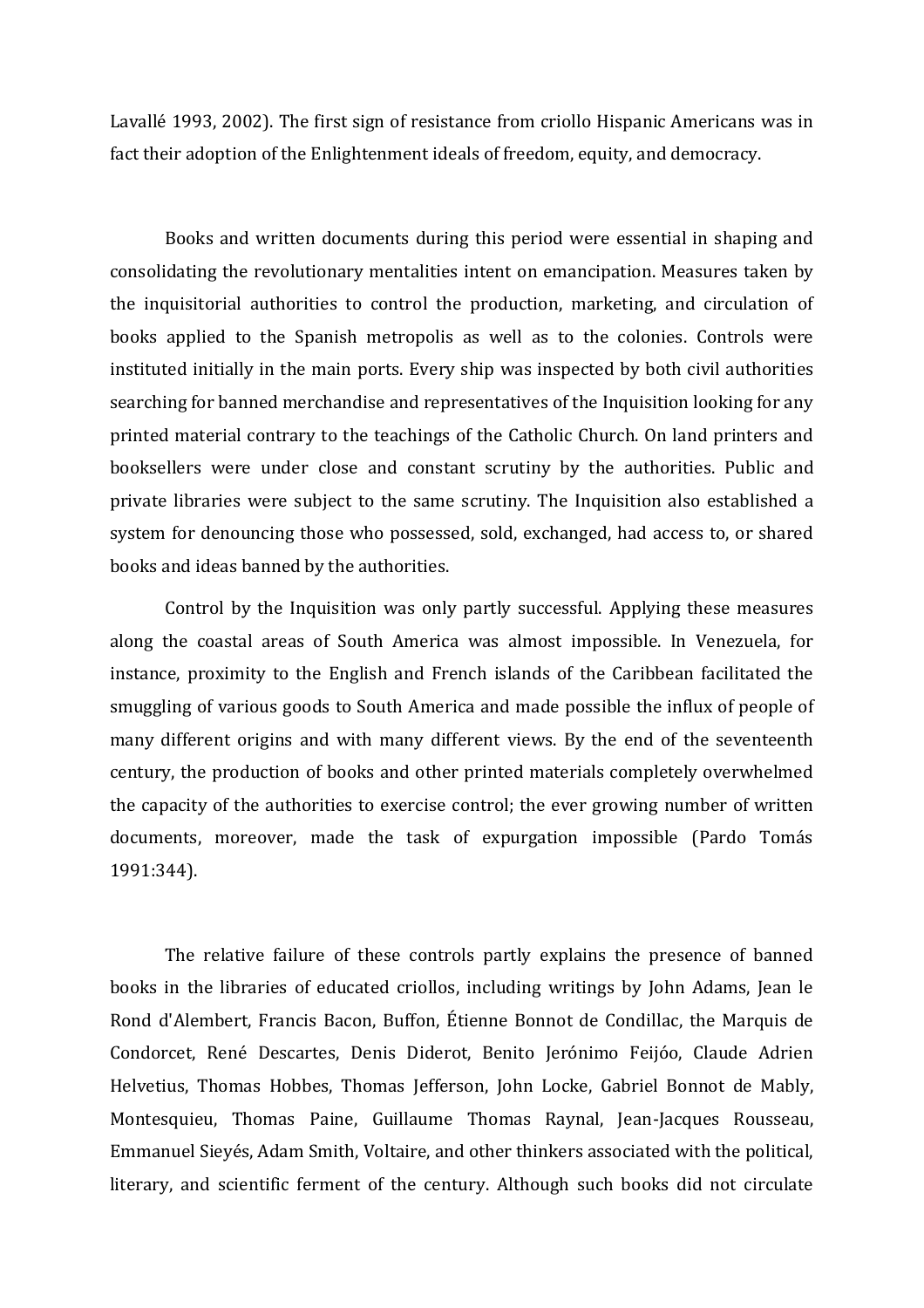Lavallé 1993, 2002). The first sign of resistance from criollo Hispanic Americans was in fact their adoption of the Enlightenment ideals of freedom, equity, and democracy.

Books and written documents during this period were essential in shaping and consolidating the revolutionary mentalities intent on emancipation. Measures taken by the inquisitorial authorities to control the production, marketing, and circulation of books applied to the Spanish metropolis as well as to the colonies. Controls were instituted initially in the main ports. Every ship was inspected by both civil authorities searching for banned merchandise and representatives of the Inquisition looking for any printed material contrary to the teachings of the Catholic Church. On land printers and booksellers were under close and constant scrutiny by the authorities. Public and private libraries were subject to the same scrutiny. The Inquisition also established a system for denouncing those who possessed, sold, exchanged, had access to, or shared books and ideas banned by the authorities.

Control by the Inquisition was only partly successful. Applying these measures along the coastal areas of South America was almost impossible. In Venezuela, for instance, proximity to the English and French islands of the Caribbean facilitated the smuggling of various goods to South America and made possible the influx of people of many different origins and with many different views. By the end of the seventeenth century, the production of books and other printed materials completely overwhelmed the capacity of the authorities to exercise control; the ever growing number of written documents, moreover, made the task of expurgation impossible (Pardo Tomás 1991:344).

The relative failure of these controls partly explains the presence of banned books in the libraries of educated criollos, including writings by John Adams, Jean le Rond d'Alembert, Francis Bacon, Buffon, Étienne Bonnot de Condillac, the Marquis de Condorcet, René Descartes, Denis Diderot, Benito Jerónimo Feijóo, Claude Adrien Helvetius, Thomas Hobbes, Thomas Jefferson, John Locke, Gabriel Bonnot de Mably, Montesquieu, Thomas Paine, Guillaume Thomas Raynal, Jean-Jacques Rousseau, Emmanuel Sieyés, Adam Smith, Voltaire, and other thinkers associated with the political, literary, and scientific ferment of the century. Although such books did not circulate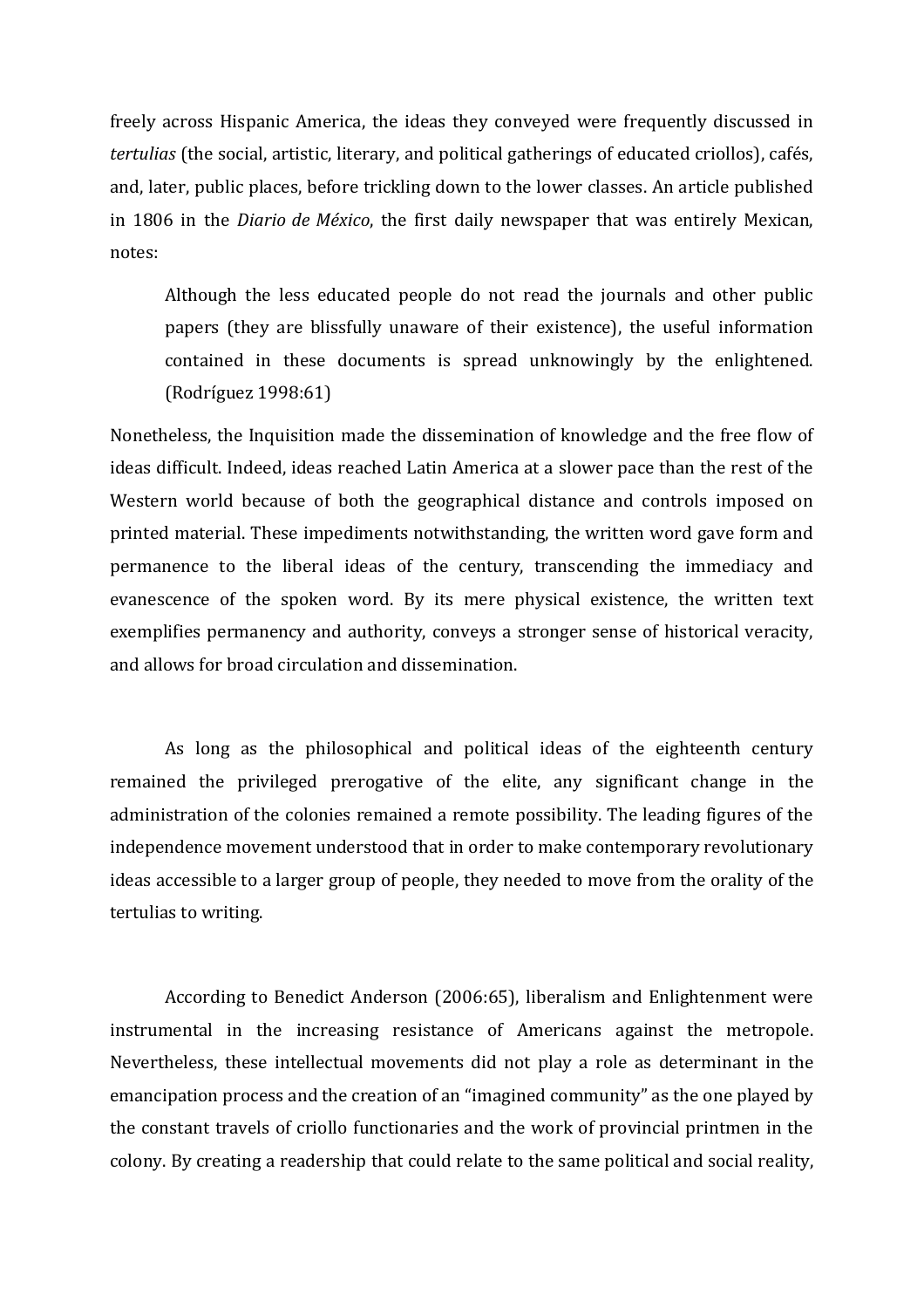freely across Hispanic America, the ideas they conveyed were frequently discussed in *tertulias* (the social, artistic, literary, and political gatherings of educated criollos), cafés, and, later, public places, before trickling down to the lower classes. An article published in 1806 in the *Diario de México*, the first daily newspaper that was entirely Mexican, notes:

> Although the less educated people do not read the journals and other public papers (they are blissfully unaware of their existence), the useful information contained in these documents is spread unknowingly by the enlightened. (Rodríguez 1998:61)

Nonetheless, the Inquisition made the dissemination of knowledge and the free flow of ideas difficult. Indeed, ideas reached Latin America at a slower pace than the rest of the Western world because of both the geographical distance and controls imposed on printed material. These impediments notwithstanding, the written word gave form and permanence to the liberal ideas of the century, transcending the immediacy and evanescence of the spoken word. By its mere physical existence, the written text exemplifies permanency and authority, conveys a stronger sense of historical veracity, and allows for broad circulation and dissemination.

As long as the philosophical and political ideas of the eighteenth century remained the privileged prerogative of the elite, any significant change in the administration of the colonies remained a remote possibility. The leading figures of the independence movement understood that in order to make contemporary revolutionary ideas accessible to a larger group of people, they needed to move from the orality of the tertulias to writing.

According to Benedict Anderson (2006:65), liberalism and Enlightenment were instrumental in the increasing resistance of Americans against the metropole. Nevertheless, these intellectual movements did not play a role as determinant in the emancipation process and the creation of an "imagined community" as the one played by the constant travels of criollo functionaries and the work of provincial printmen in the colony. By creating a readership that could relate to the same political and social reality,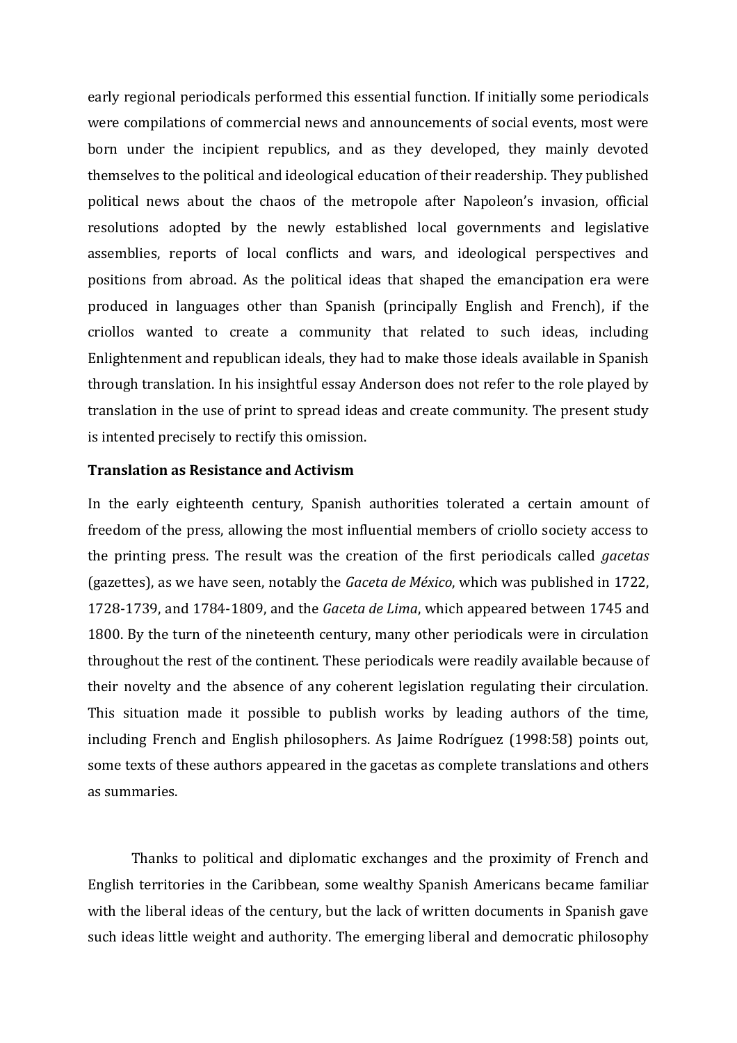early regional periodicals performed this essential function. If initially some periodicals were compilations of commercial news and announcements of social events, most were born under the incipient republics, and as they developed, they mainly devoted themselves to the political and ideological education of their readership. They published political news about the chaos of the metropole after Napoleon's invasion, official resolutions adopted by the newly established local governments and legislative assemblies, reports of local conflicts and wars, and ideological perspectives and positions from abroad. As the political ideas that shaped the emancipation era were produced in languages other than Spanish (principally English and French), if the criollos wanted to create a community that related to such ideas, including Enlightenment and republican ideals, they had to make those ideals available in Spanish through translation. In his insightful essay Anderson does not refer to the role played by translation in the use of print to spread ideas and create community. The present study is intented precisely to rectify this omission.

**Translation as Resistance and Activism**

In the early eighteenth century, Spanish authorities tolerated a certain amount of freedom of the press, allowing the most influential members of criollo society access to the printing press. The result was the creation of the first periodicals called *gacetas* (gazettes), as we have seen, notably the *Gaceta de México*, which was published in 1722, 1728-1739, and 1784-1809, and the *Gaceta de Lima*, which appeared between 1745 and 1800. By the turn of the nineteenth century, many other periodicals were in circulation throughout the rest of the continent. These periodicals were readily available because of their novelty and the absence of any coherent legislation regulating their circulation. This situation made it possible to publish works by leading authors of the time, including French and English philosophers. As Jaime Rodríguez (1998:58) points out, some texts of these authors appeared in the gacetas as complete translations and others as summaries.

Thanks to political and diplomatic exchanges and the proximity of French and English territories in the Caribbean, some wealthy Spanish Americans became familiar with the liberal ideas of the century, but the lack of written documents in Spanish gave such ideas little weight and authority. The emerging liberal and democratic philosophy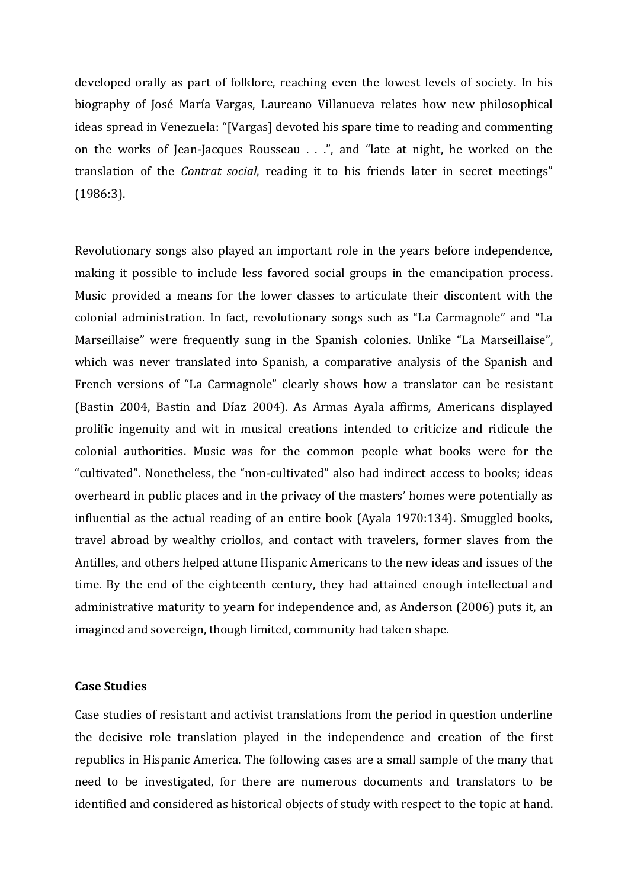developed orally as part of folklore, reaching even the lowest levels of society. In his biography of José María Vargas, Laureano Villanueva relates how new philosophical ideas spread in Venezuela: "[Vargas] devoted his spare time to reading and commenting on the works of Jean-Jacques Rousseau . . .", and "late at night, he worked on the translation of the *Contrat social*, reading it to his friends later in secret meetings" (1986:3).

Revolutionary songs also played an important role in the years before independence, making it possible to include less favored social groups in the emancipation process. Music provided a means for the lower classes to articulate their discontent with the colonial administration. In fact, revolutionary songs such as "La Carmagnole" and "La Marseillaise" were frequently sung in the Spanish colonies. Unlike "La Marseillaise", which was never translated into Spanish, a comparative analysis of the Spanish and French versions of "La Carmagnole" clearly shows how a translator can be resistant (Bastin 2004, Bastin and Díaz 2004). As Armas Ayala affirms, Americans displayed prolific ingenuity and wit in musical creations intended to criticize and ridicule the colonial authorities. Music was for the common people what books were for the "cultivated". Nonetheless, the "non-cultivated" also had indirect access to books; ideas overheard in public places and in the privacy of the masters' homes were potentially as influential as the actual reading of an entire book (Ayala 1970:134). Smuggled books, travel abroad by wealthy criollos, and contact with travelers, former slaves from the Antilles, and others helped attune Hispanic Americans to the new ideas and issues of the time. By the end of the eighteenth century, they had attained enough intellectual and administrative maturity to yearn for independence and, as Anderson (2006) puts it, an imagined and sovereign, though limited, community had taken shape.

## Case Studies

Case studies of resistant and activist translations from the period in question underline the decisive role translation played in the independence and creation of the first republics in Hispanic America. The following cases are a small sample of the many that need to be investigated, for there are numerous documents and translators to be identified and considered as historical objects of study with respect to the topic at hand.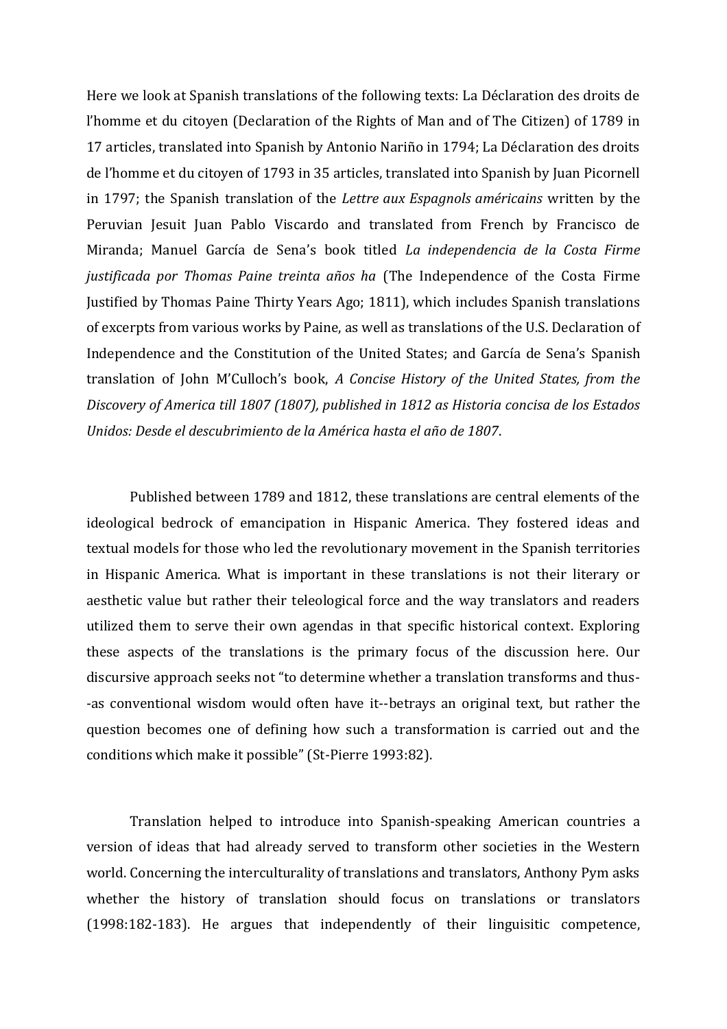Here we look at Spanish translations of the following texts: La Déclaration des droits de l'homme et du citoyen (Declaration of the Rights of Man and of The Citizen) of 1789 in 17 articles, translated into Spanish by Antonio Nariño in 1794; La Déclaration des droits de l'homme et du citoyen of 1793 in 35 articles, translated into Spanish by Juan Picornell in 1797; the Spanish translation of the *Lettre aux Espagnols américains* written by the Peruvian Jesuit Juan Pablo Viscardo and translated from French by Francisco de Miranda; Manuel García de Sena's book titled *La independencia de la Costa Firme justificada por Thomas Paine treinta años ha* (The Independence of the Costa Firme Justified by Thomas Paine Thirty Years Ago; 1811), which includes Spanish translations of excerpts from various works by Paine, as well as translations of the U.S. Declaration of Independence and the Constitution of the United States; and García de Sena's Spanish translation of John M'Culloch's book, *A Concise History of the United States, from the Discovery of America till 1807 (1807), published in 1812 as Historia concisa de los Estados Unidos: Desde el descubrimiento de la América hasta el año de 1807*.

Published between 1789 and 1812, these translations are central elements of the ideological bedrock of emancipation in Hispanic America. They fostered ideas and textual models for those who led the revolutionary movement in the Spanish territories in Hispanic America. What is important in these translations is not their literary or aesthetic value but rather their teleological force and the way translators and readers utilized them to serve their own agendas in that specific historical context. Exploring these aspects of the translations is the primary focus of the discussion here. Our discursive approach seeks not "to determine whether a translation transforms and thus--as conventional wisdom would often have it--betrays an original text, but rather the question becomes one of defining how such a transformation is carried out and the conditions which make it possible" (St-Pierre 1993:82).

Translation helped to introduce into Spanish-speaking American countries a version of ideas that had already served to transform other societies in the Western world. Concerning the interculturality of translations and translators, Anthony Pym asks whether the history of translation should focus on translations or translators (1998:182-183). He argues that independently of their linguisitic competence,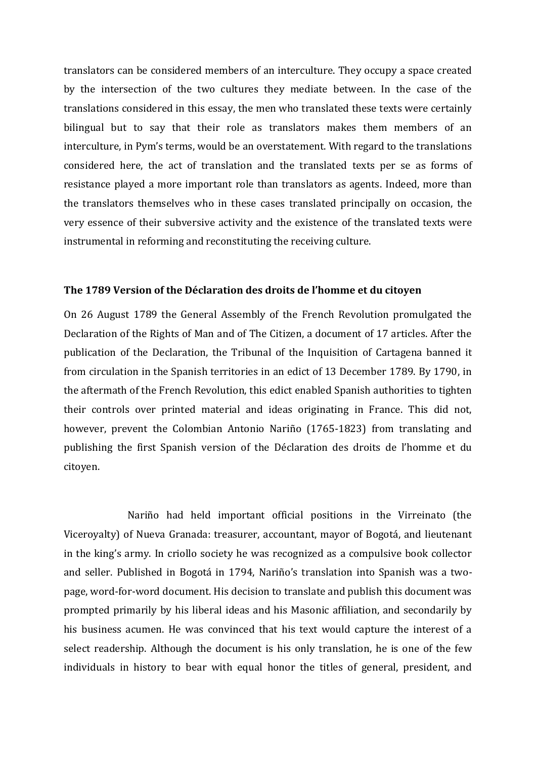translators can be considered members of an interculture. They occupy a space created by the intersection of the two cultures they mediate between. In the case of the translations considered in this essay, the men who translated these texts were certainly bilingual but to say that their role as translators makes them members of an interculture, in Pym's terms, would be an overstatement. With regard to the translations considered here, the act of translation and the translated texts per se as forms of resistance played a more important role than translators as agents. Indeed, more than the translators themselves who in these cases translated principally on occasion, the very essence of their subversive activity and the existence of the translated texts were instrumental in reforming and reconstituting the receiving culture.

### The 1789 Version of the Déclaration des droits de l'homme et du citoyen

On 26 August 1789 the General Assembly of the French Revolution promulgated the Declaration of the Rights of Man and of The Citizen, a document of 17 articles. After the publication of the Declaration, the Tribunal of the Inquisition of Cartagena banned it from circulation in the Spanish territories in an edict of 13 December 1789. By 1790, in the aftermath of the French Revolution, this edict enabled Spanish authorities to tighten their controls over printed material and ideas originating in France. This did not, however, prevent the Colombian Antonio Nariño (1765-1823) from translating and publishing the first Spanish version of the Déclaration des droits de l'homme et du citoyen.

Nariño had held important official positions in the Virreinato (the Viceroyalty) of Nueva Granada: treasurer, accountant, mayor of Bogotá, and lieutenant in the king's army. In criollo society he was recognized as a compulsive book collector and seller. Published in Bogotá in 1794, Nariño's translation into Spanish was a two-page, word-for-word document. His decision to translate and publish this document was prompted primarily by his liberal ideas and his Masonic affiliation, and secondarily by his business acumen. He was convinced that his text would capture the interest of a select readership. Although the document is his only translation, he is one of the few individuals in history to bear with equal honor the titles of general, president, and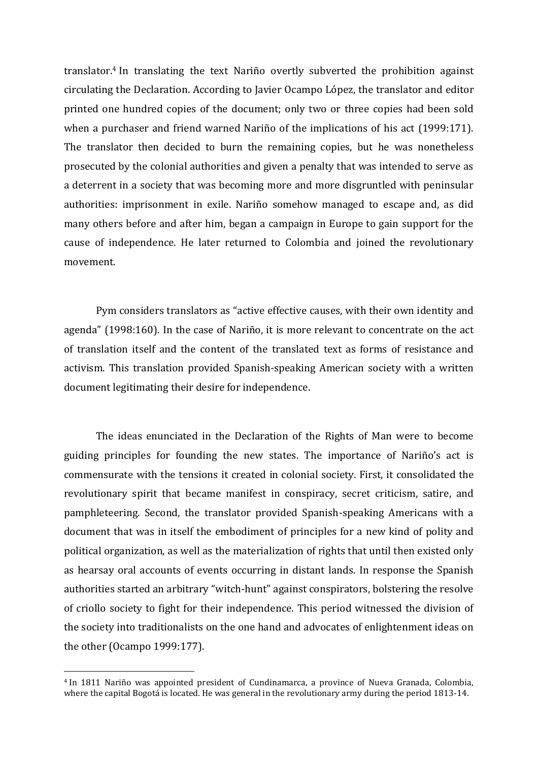translator.[4] In translating the text Nariño overtly subverted the prohibition against circulating the Declaration. According to Javier Ocampo López, the translator and editor printed one hundred copies of the document; only two or three copies had been sold when a purchaser and friend warned Nariño of the implications of his act (1999:171). The translator then decided to burn the remaining copies, but he was nonetheless prosecuted by the colonial authorities and given a penalty that was intended to serve as a deterrent in a society that was becoming more and more disgruntled with peninsular authorities: imprisonment in exile. Nariño somehow managed to escape and, as did many others before and after him, began a campaign in Europe to gain support for the cause of independence. He later returned to Colombia and joined the revolutionary movement.

Pym considers translators as "active effective causes, with their own identity and agenda" (1998:160). In the case of Nariño, it is more relevant to concentrate on the act of translation itself and the content of the translated text as forms of resistance and activism. This translation provided Spanish-speaking American society with a written document legitimating their desire for independence.

The ideas enunciated in the Declaration of the Rights of Man were to become guiding principles for founding the new states. The importance of Nariño's act is commensurate with the tensions it created in colonial society. First, it consolidated the revolutionary spirit that became manifest in conspiracy, secret criticism, satire, and pamphleteering. Second, the translator provided Spanish-speaking Americans with a document that was in itself the embodiment of principles for a new kind of polity and political organization, as well as the materialization of rights that until then existed only as hearsay oral accounts of events occurring in distant lands. In response the Spanish authorities started an arbitrary "witch-hunt" against conspirators, bolstering the resolve of criollo society to fight for their independence. This period witnessed the division of the society into traditionalists on the one hand and advocates of enlightenment ideas on the other (Ocampo 1999:177).

---

[4] In 1811 Nariño was appointed president of Cundinamarca, a province of Nueva Granada, Colombia, where the capital Bogotá is located. He was general in the revolutionary army during the period 1813-14.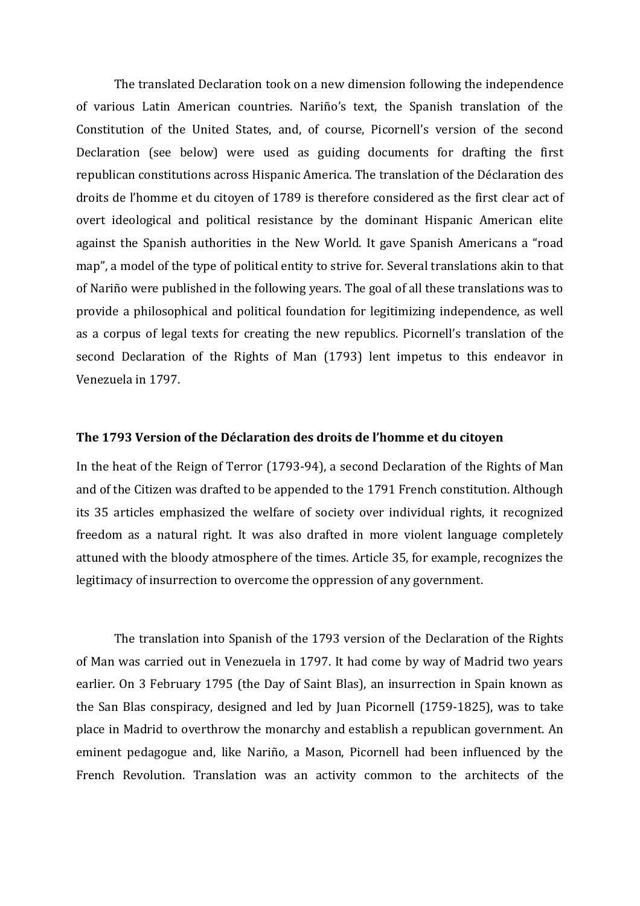The translated Declaration took on a new dimension following the independence of various Latin American countries. Nariño's text, the Spanish translation of the Constitution of the United States, and, of course, Picornell's version of the second Declaration (see below) were used as guiding documents for drafting the first republican constitutions across Hispanic America. The translation of the Déclaration des droits de l'homme et du citoyen of 1789 is therefore considered as the first clear act of overt ideological and political resistance by the dominant Hispanic American elite against the Spanish authorities in the New World. It gave Spanish Americans a "road map", a model of the type of political entity to strive for. Several translations akin to that of Nariño were published in the following years. The goal of all these translations was to provide a philosophical and political foundation for legitimizing independence, as well as a corpus of legal texts for creating the new republics. Picornell's translation of the second Declaration of the Rights of Man (1793) lent impetus to this endeavor in Venezuela in 1797.

**The 1793 Version of the Déclaration des droits de l'homme et du citoyen**

In the heat of the Reign of Terror (1793-94), a second Declaration of the Rights of Man and of the Citizen was drafted to be appended to the 1791 French constitution. Although its 35 articles emphasized the welfare of society over individual rights, it recognized freedom as a natural right. It was also drafted in more violent language completely attuned with the bloody atmosphere of the times. Article 35, for example, recognizes the legitimacy of insurrection to overcome the oppression of any government.

The translation into Spanish of the 1793 version of the Declaration of the Rights of Man was carried out in Venezuela in 1797. It had come by way of Madrid two years earlier. On 3 February 1795 (the Day of Saint Blas), an insurrection in Spain known as the San Blas conspiracy, designed and led by Juan Picornell (1759-1825), was to take place in Madrid to overthrow the monarchy and establish a republican government. An eminent pedagogue and, like Nariño, a Mason, Picornell had been influenced by the French Revolution. Translation was an activity common to the architects of the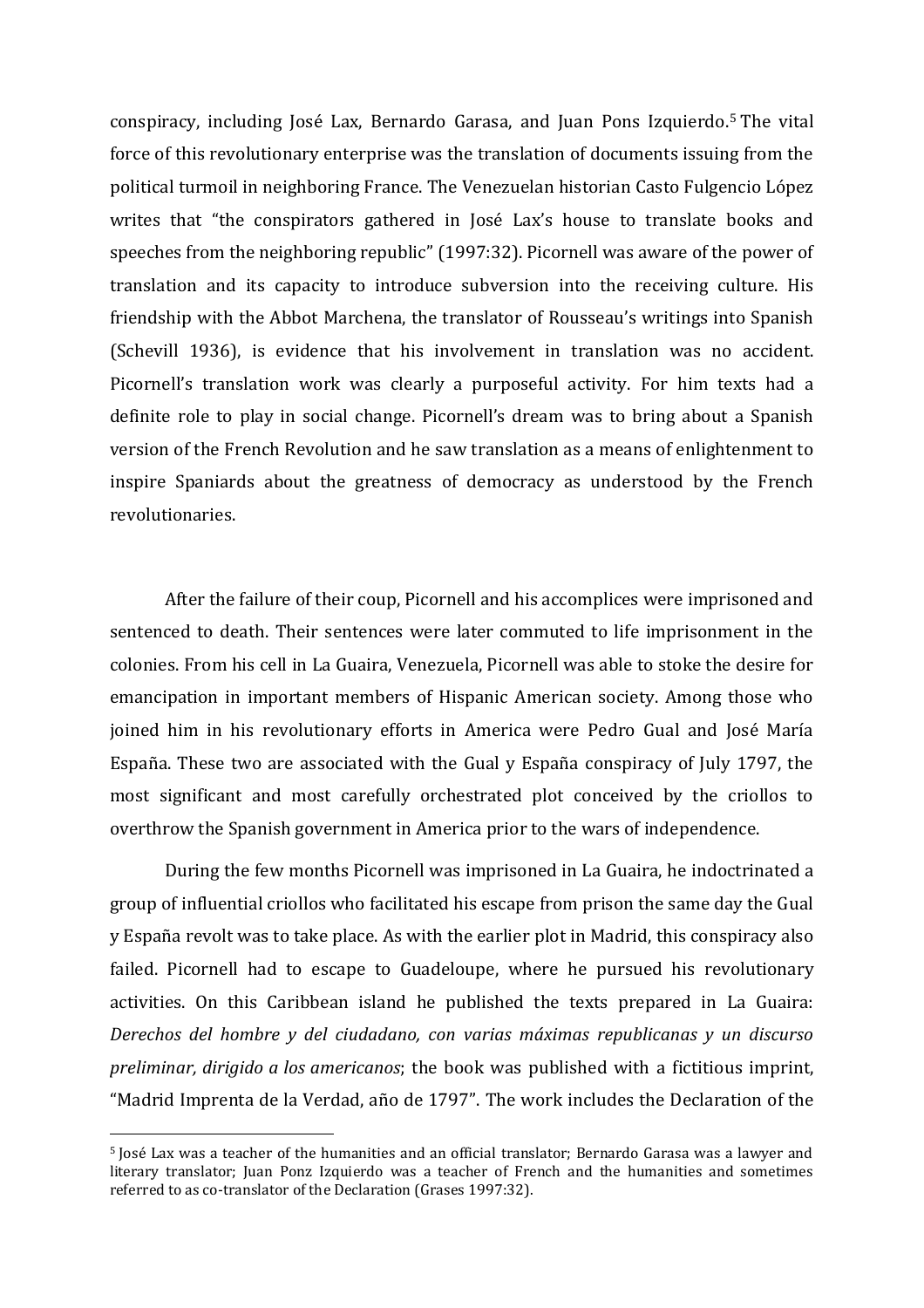conspiracy, including José Lax, Bernardo Garasa, and Juan Pons Izquierdo.[5] The vital force of this revolutionary enterprise was the translation of documents issuing from the political turmoil in neighboring France. The Venezuelan historian Casto Fulgencio López writes that "the conspirators gathered in José Lax's house to translate books and speeches from the neighboring republic" (1997:32). Picornell was aware of the power of translation and its capacity to introduce subversion into the receiving culture. His friendship with the Abbot Marchena, the translator of Rousseau's writings into Spanish (Schevill 1936), is evidence that his involvement in translation was no accident. Picornell's translation work was clearly a purposeful activity. For him texts had a definite role to play in social change. Picornell's dream was to bring about a Spanish version of the French Revolution and he saw translation as a means of enlightenment to inspire Spaniards about the greatness of democracy as understood by the French revolutionaries.

After the failure of their coup, Picornell and his accomplices were imprisoned and sentenced to death. Their sentences were later commuted to life imprisonment in the colonies. From his cell in La Guaira, Venezuela, Picornell was able to stoke the desire for emancipation in important members of Hispanic American society. Among those who joined him in his revolutionary efforts in America were Pedro Gual and José María España. These two are associated with the Gual y España conspiracy of July 1797, the most significant and most carefully orchestrated plot conceived by the criollos to overthrow the Spanish government in America prior to the wars of independence.

During the few months Picornell was imprisoned in La Guaira, he indoctrinated a group of influential criollos who facilitated his escape from prison the same day the Gual y España revolt was to take place. As with the earlier plot in Madrid, this conspiracy also failed. Picornell had to escape to Guadeloupe, where he pursued his revolutionary activities. On this Caribbean island he published the texts prepared in La Guaira: *Derechos del hombre y del ciudadano, con varias máximas republicanas y un discurso preliminar, dirigido a los americanos*; the book was published with a fictitious imprint, "Madrid Imprenta de la Verdad, año de 1797". The work includes the Declaration of the

---

[5] José Lax was a teacher of the humanities and an official translator; Bernardo Garasa was a lawyer and literary translator; Juan Ponz Izquierdo was a teacher of French and the humanities and sometimes referred to as co-translator of the Declaration (Grases 1997:32).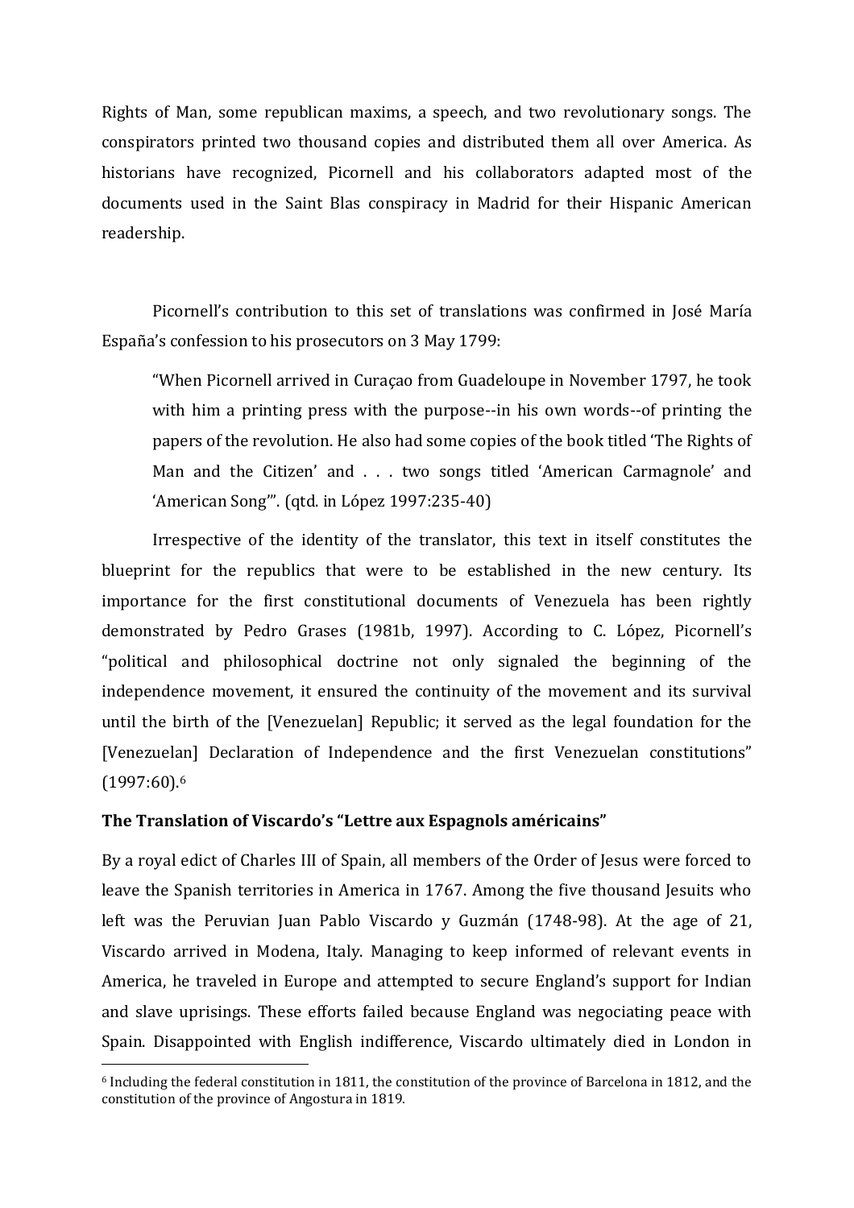Rights of Man, some republican maxims, a speech, and two revolutionary songs. The conspirators printed two thousand copies and distributed them all over America. As historians have recognized, Picornell and his collaborators adapted most of the documents used in the Saint Blas conspiracy in Madrid for their Hispanic American readership.

Picornell's contribution to this set of translations was confirmed in José María España's confession to his prosecutors on 3 May 1799:

> "When Picornell arrived in Curaçao from Guadeloupe in November 1797, he took with him a printing press with the purpose--in his own words--of printing the papers of the revolution. He also had some copies of the book titled 'The Rights of Man and the Citizen' and . . . two songs titled 'American Carmagnole' and 'American Song'". (qtd. in López 1997:235-40)

Irrespective of the identity of the translator, this text in itself constitutes the blueprint for the republics that were to be established in the new century. Its importance for the first constitutional documents of Venezuela has been rightly demonstrated by Pedro Grases (1981b, 1997). According to C. López, Picornell's "political and philosophical doctrine not only signaled the beginning of the independence movement, it ensured the continuity of the movement and its survival until the birth of the [Venezuelan] Republic; it served as the legal foundation for the [Venezuelan] Declaration of Independence and the first Venezuelan constitutions" (1997:60).[6]

### The Translation of Viscardo's "Lettre aux Espagnols américains"

By a royal edict of Charles III of Spain, all members of the Order of Jesus were forced to leave the Spanish territories in America in 1767. Among the five thousand Jesuits who left was the Peruvian Juan Pablo Viscardo y Guzmán (1748-98). At the age of 21, Viscardo arrived in Modena, Italy. Managing to keep informed of relevant events in America, he traveled in Europe and attempted to secure England's support for Indian and slave uprisings. These efforts failed because England was negociating peace with Spain. Disappointed with English indifference, Viscardo ultimately died in London in

[6] Including the federal constitution in 1811, the constitution of the province of Barcelona in 1812, and the constitution of the province of Angostura in 1819.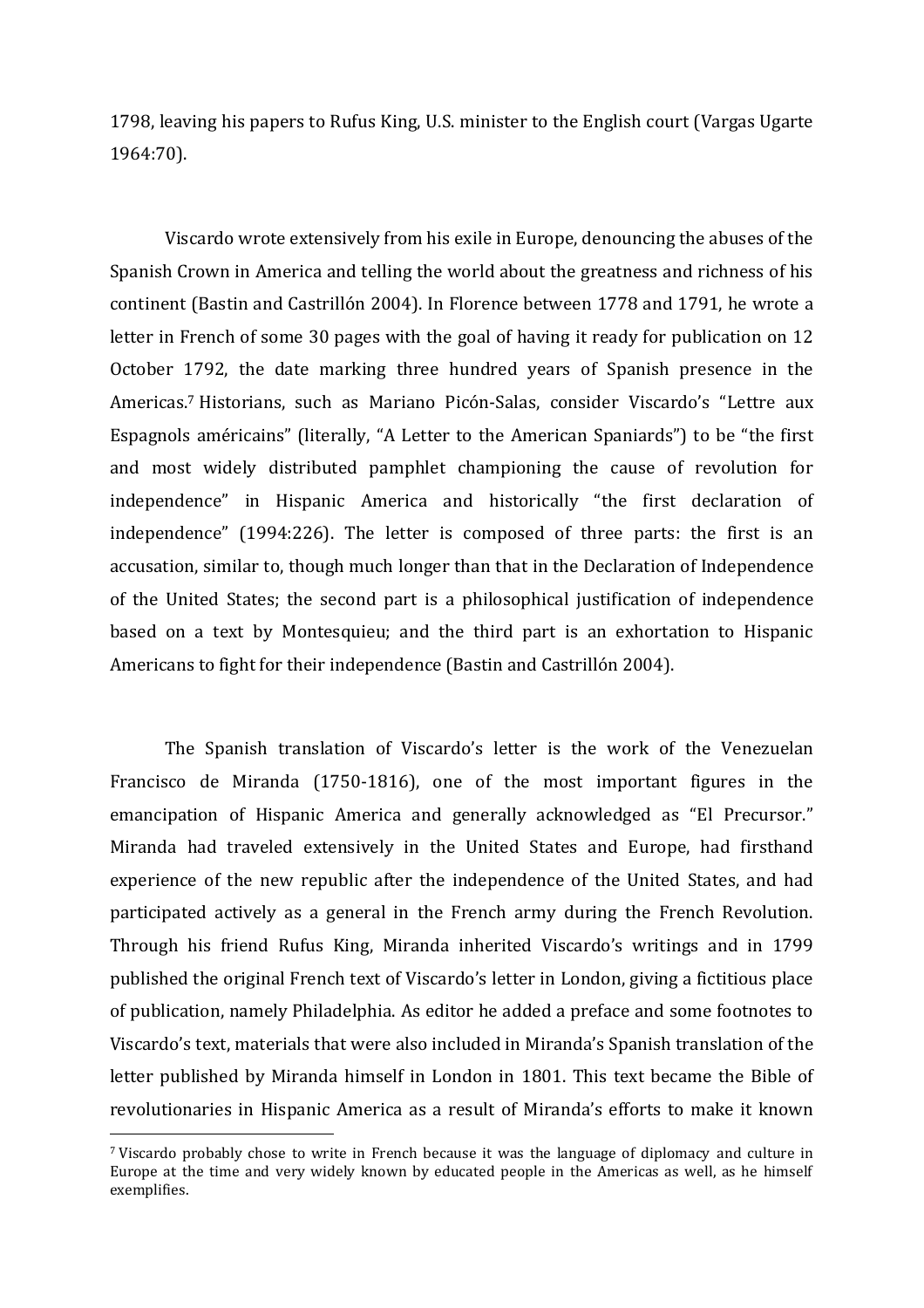1798, leaving his papers to Rufus King, U.S. minister to the English court (Vargas Ugarte 1964:70).

Viscardo wrote extensively from his exile in Europe, denouncing the abuses of the Spanish Crown in America and telling the world about the greatness and richness of his continent (Bastin and Castrillón 2004). In Florence between 1778 and 1791, he wrote a letter in French of some 30 pages with the goal of having it ready for publication on 12 October 1792, the date marking three hundred years of Spanish presence in the Americas.[7] Historians, such as Mariano Picón-Salas, consider Viscardo's "Lettre aux Espagnols américains" (literally, "A Letter to the American Spaniards") to be "the first and most widely distributed pamphlet championing the cause of revolution for independence" in Hispanic America and historically "the first declaration of independence" (1994:226). The letter is composed of three parts: the first is an accusation, similar to, though much longer than that in the Declaration of Independence of the United States; the second part is a philosophical justification of independence based on a text by Montesquieu; and the third part is an exhortation to Hispanic Americans to fight for their independence (Bastin and Castrillón 2004).

The Spanish translation of Viscardo's letter is the work of the Venezuelan Francisco de Miranda (1750-1816), one of the most important figures in the emancipation of Hispanic America and generally acknowledged as "El Precursor." Miranda had traveled extensively in the United States and Europe, had firsthand experience of the new republic after the independence of the United States, and had participated actively as a general in the French army during the French Revolution. Through his friend Rufus King, Miranda inherited Viscardo's writings and in 1799 published the original French text of Viscardo's letter in London, giving a fictitious place of publication, namely Philadelphia. As editor he added a preface and some footnotes to Viscardo's text, materials that were also included in Miranda's Spanish translation of the letter published by Miranda himself in London in 1801. This text became the Bible of revolutionaries in Hispanic America as a result of Miranda's efforts to make it known

[7] Viscardo probably chose to write in French because it was the language of diplomacy and culture in Europe at the time and very widely known by educated people in the Americas as well, as he himself exemplifies.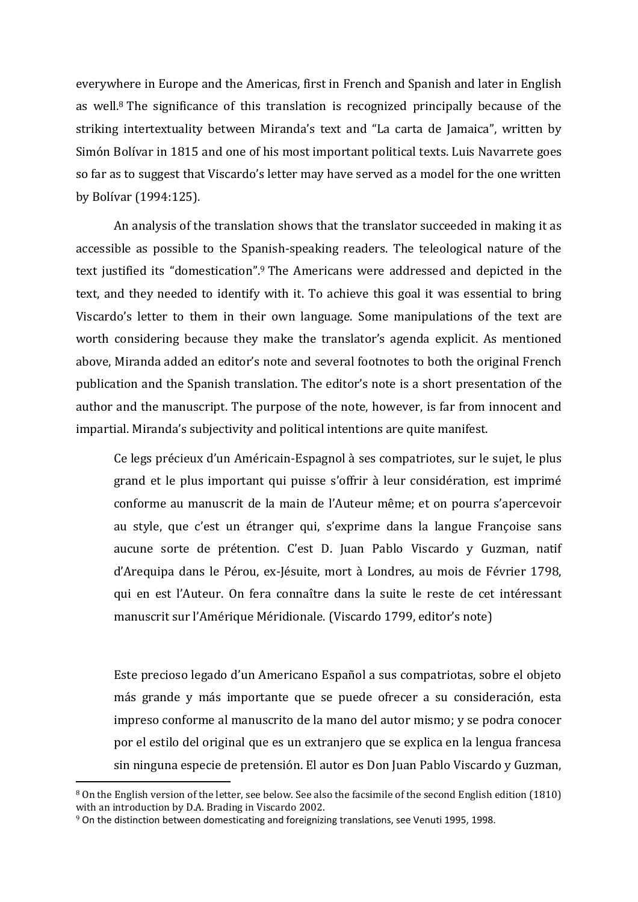everywhere in Europe and the Americas, first in French and Spanish and later in English as well.[8] The significance of this translation is recognized principally because of the striking intertextuality between Miranda's text and "La carta de Jamaica", written by Simón Bolívar in 1815 and one of his most important political texts. Luis Navarrete goes so far as to suggest that Viscardo's letter may have served as a model for the one written by Bolívar (1994:125).

An analysis of the translation shows that the translator succeeded in making it as accessible as possible to the Spanish-speaking readers. The teleological nature of the text justified its "domestication".[9] The Americans were addressed and depicted in the text, and they needed to identify with it. To achieve this goal it was essential to bring Viscardo's letter to them in their own language. Some manipulations of the text are worth considering because they make the translator's agenda explicit. As mentioned above, Miranda added an editor's note and several footnotes to both the original French publication and the Spanish translation. The editor's note is a short presentation of the author and the manuscript. The purpose of the note, however, is far from innocent and impartial. Miranda's subjectivity and political intentions are quite manifest.

> Ce legs précieux d'un Américain-Espagnol à ses compatriotes, sur le sujet, le plus grand et le plus important qui puisse s'offrir à leur considération, est imprimé conforme au manuscrit de la main de l'Auteur même; et on pourra s'apercevoir au style, que c'est un étranger qui, s'exprime dans la langue Françoise sans aucune sorte de prétention. C'est D. Juan Pablo Viscardo y Guzman, natif d'Arequipa dans le Pérou, ex-Jésuite, mort à Londres, au mois de Février 1798, qui en est l'Auteur. On fera connaître dans la suite le reste de cet intéressant manuscrit sur l'Amérique Méridionale. (Viscardo 1799, editor's note)

> Este precioso legado d'un Americano Español a sus compatriotas, sobre el objeto más grande y más importante que se puede ofrecer a su consideración, esta impreso conforme al manuscrito de la mano del autor mismo; y se podra conocer por el estilo del original que es un extranjero que se explica en la lengua francesa sin ninguna especie de pretensión. El autor es Don Juan Pablo Viscardo y Guzman,

---

[8] On the English version of the letter, see below. See also the facsimile of the second English edition (1810) with an introduction by D.A. Brading in Viscardo 2002.

[9] On the distinction between domesticating and foreignizing translations, see Venuti 1995, 1998.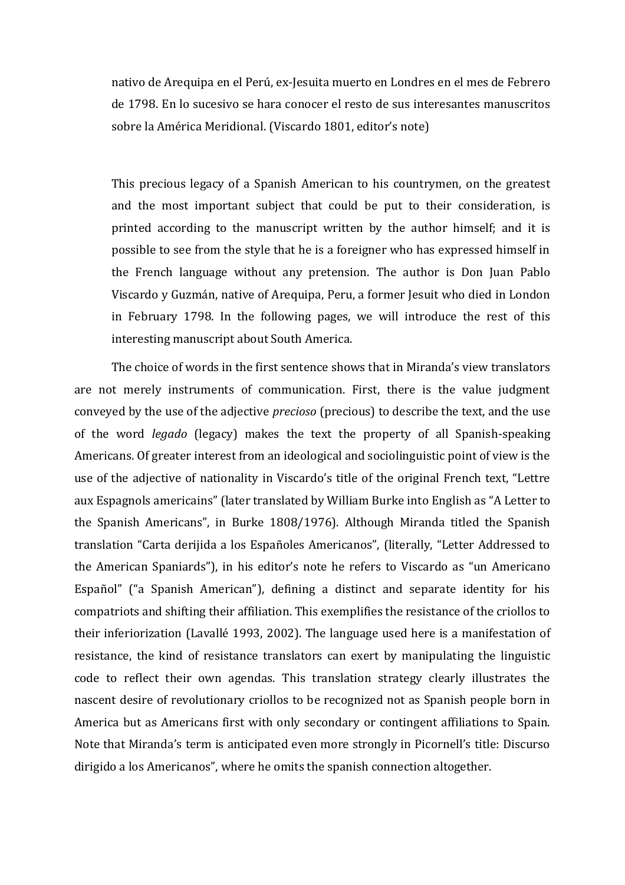> nativo de Arequipa en el Perú, ex-Jesuita muerto en Londres en el mes de Febrero de 1798. En lo sucesivo se hara conocer el resto de sus interesantes manuscritos sobre la América Meridional. (Viscardo 1801, editor's note)

> This precious legacy of a Spanish American to his countrymen, on the greatest and the most important subject that could be put to their consideration, is printed according to the manuscript written by the author himself; and it is possible to see from the style that he is a foreigner who has expressed himself in the French language without any pretension. The author is Don Juan Pablo Viscardo y Guzmán, native of Arequipa, Peru, a former Jesuit who died in London in February 1798. In the following pages, we will introduce the rest of this interesting manuscript about South America.

The choice of words in the first sentence shows that in Miranda's view translators are not merely instruments of communication. First, there is the value judgment conveyed by the use of the adjective *precioso* (precious) to describe the text, and the use of the word *legado* (legacy) makes the text the property of all Spanish-speaking Americans. Of greater interest from an ideological and sociolinguistic point of view is the use of the adjective of nationality in Viscardo's title of the original French text, "Lettre aux Espagnols americains" (later translated by William Burke into English as "A Letter to the Spanish Americans", in Burke 1808/1976). Although Miranda titled the Spanish translation "Carta derijida a los Españoles Americanos", (literally, "Letter Addressed to the American Spaniards"), in his editor's note he refers to Viscardo as "un Americano Español" ("a Spanish American"), defining a distinct and separate identity for his compatriots and shifting their affiliation. This exemplifies the resistance of the criollos to their inferiorization (Lavallé 1993, 2002). The language used here is a manifestation of resistance, the kind of resistance translators can exert by manipulating the linguistic code to reflect their own agendas. This translation strategy clearly illustrates the nascent desire of revolutionary criollos to be recognized not as Spanish people born in America but as Americans first with only secondary or contingent affiliations to Spain. Note that Miranda's term is anticipated even more strongly in Picornell's title: Discurso dirigido a los Americanos", where he omits the spanish connection altogether.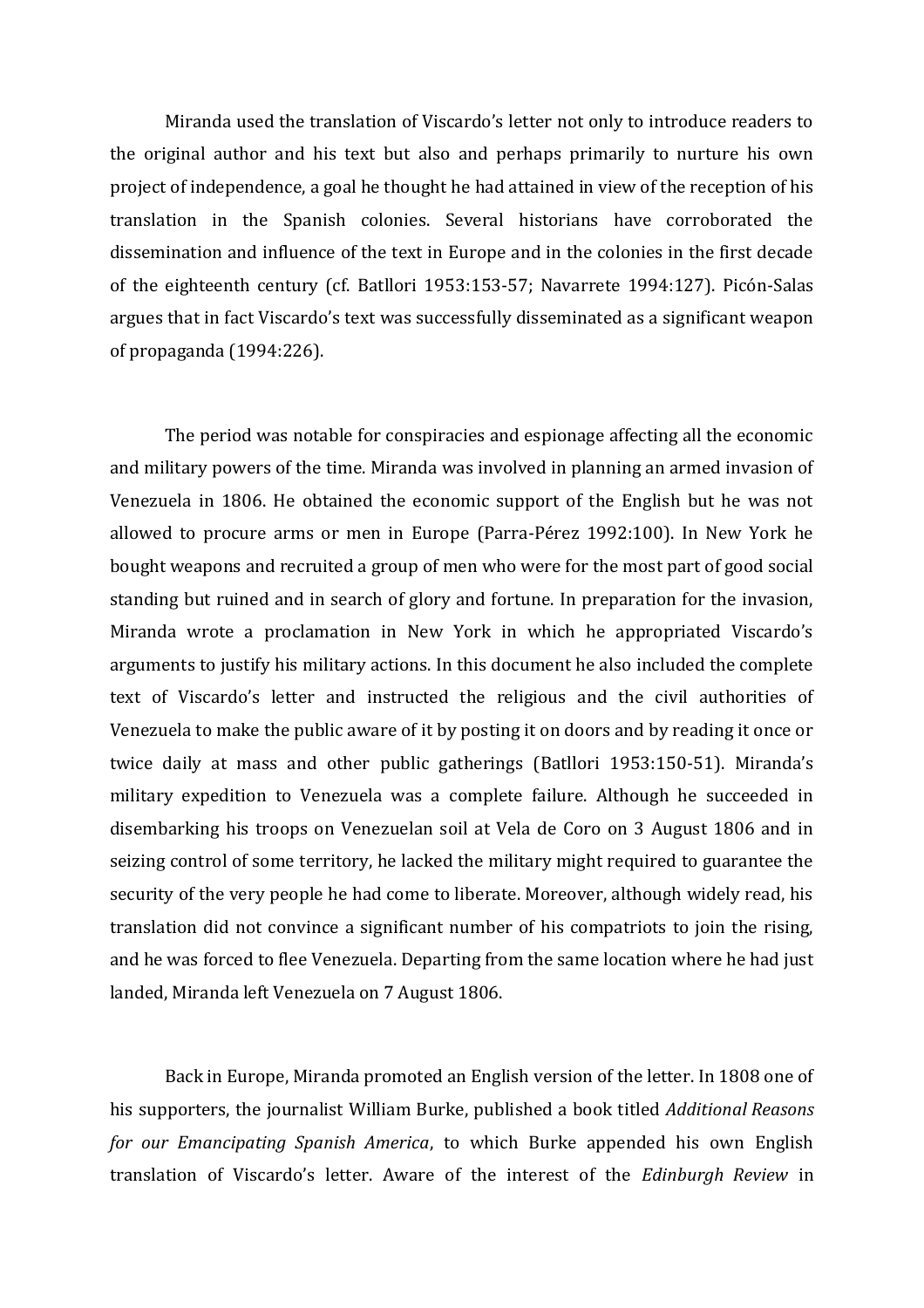Miranda used the translation of Viscardo's letter not only to introduce readers to the original author and his text but also and perhaps primarily to nurture his own project of independence, a goal he thought he had attained in view of the reception of his translation in the Spanish colonies. Several historians have corroborated the dissemination and influence of the text in Europe and in the colonies in the first decade of the eighteenth century (cf. Batllori 1953:153-57; Navarrete 1994:127). Picón-Salas argues that in fact Viscardo's text was successfully disseminated as a significant weapon of propaganda (1994:226).

The period was notable for conspiracies and espionage affecting all the economic and military powers of the time. Miranda was involved in planning an armed invasion of Venezuela in 1806. He obtained the economic support of the English but he was not allowed to procure arms or men in Europe (Parra-Pérez 1992:100). In New York he bought weapons and recruited a group of men who were for the most part of good social standing but ruined and in search of glory and fortune. In preparation for the invasion, Miranda wrote a proclamation in New York in which he appropriated Viscardo's arguments to justify his military actions. In this document he also included the complete text of Viscardo's letter and instructed the religious and the civil authorities of Venezuela to make the public aware of it by posting it on doors and by reading it once or twice daily at mass and other public gatherings (Batllori 1953:150-51). Miranda's military expedition to Venezuela was a complete failure. Although he succeeded in disembarking his troops on Venezuelan soil at Vela de Coro on 3 August 1806 and in seizing control of some territory, he lacked the military might required to guarantee the security of the very people he had come to liberate. Moreover, although widely read, his translation did not convince a significant number of his compatriots to join the rising, and he was forced to flee Venezuela. Departing from the same location where he had just landed, Miranda left Venezuela on 7 August 1806.

Back in Europe, Miranda promoted an English version of the letter. In 1808 one of his supporters, the journalist William Burke, published a book titled *Additional Reasons for our Emancipating Spanish America*, to which Burke appended his own English translation of Viscardo's letter. Aware of the interest of the *Edinburgh Review* in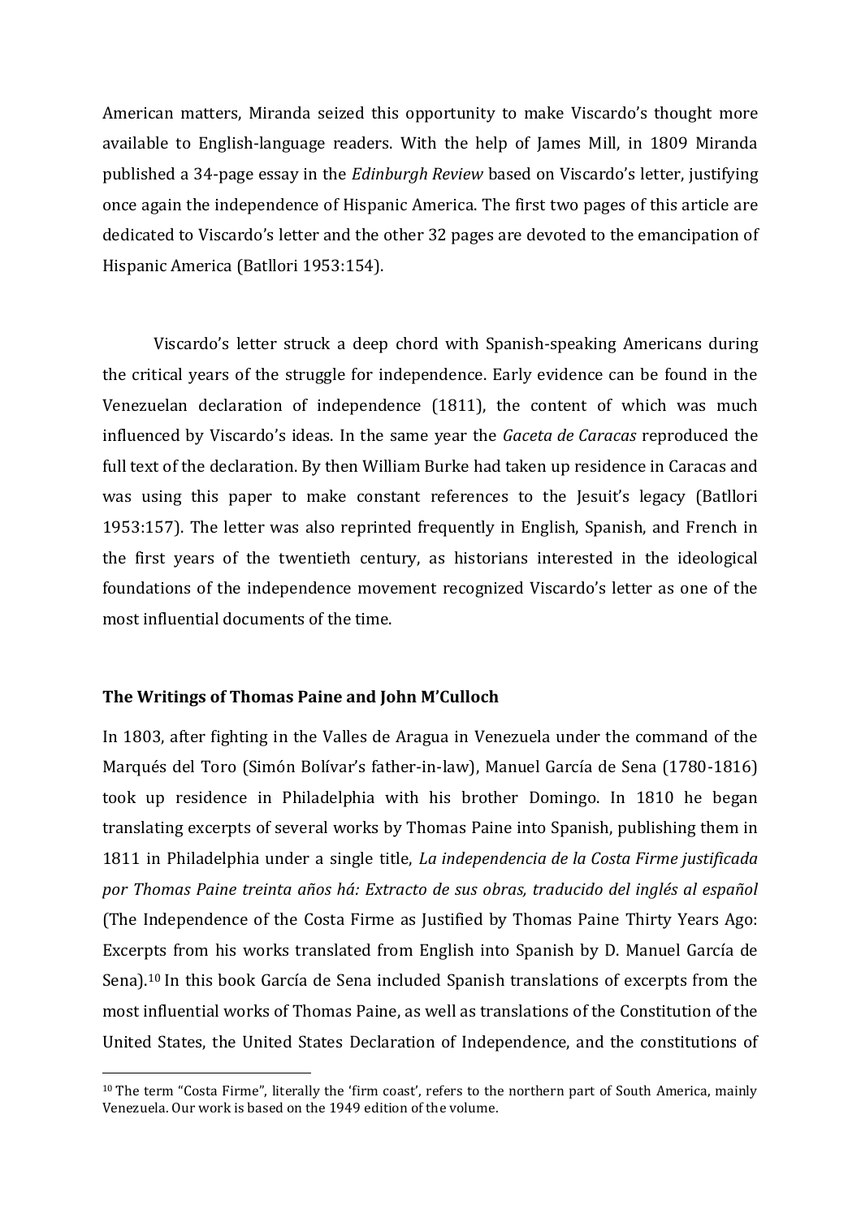American matters, Miranda seized this opportunity to make Viscardo's thought more available to English-language readers. With the help of James Mill, in 1809 Miranda published a 34-page essay in the *Edinburgh Review* based on Viscardo's letter, justifying once again the independence of Hispanic America. The first two pages of this article are dedicated to Viscardo's letter and the other 32 pages are devoted to the emancipation of Hispanic America (Batllori 1953:154).

Viscardo's letter struck a deep chord with Spanish-speaking Americans during the critical years of the struggle for independence. Early evidence can be found in the Venezuelan declaration of independence (1811), the content of which was much influenced by Viscardo's ideas. In the same year the *Gaceta de Caracas* reproduced the full text of the declaration. By then William Burke had taken up residence in Caracas and was using this paper to make constant references to the Jesuit's legacy (Batllori 1953:157). The letter was also reprinted frequently in English, Spanish, and French in the first years of the twentieth century, as historians interested in the ideological foundations of the independence movement recognized Viscardo's letter as one of the most influential documents of the time.

**The Writings of Thomas Paine and John M'Culloch**

In 1803, after fighting in the Valles de Aragua in Venezuela under the command of the Marqués del Toro (Simón Bolívar's father-in-law), Manuel García de Sena (1780-1816) took up residence in Philadelphia with his brother Domingo. In 1810 he began translating excerpts of several works by Thomas Paine into Spanish, publishing them in 1811 in Philadelphia under a single title, *La independencia de la Costa Firme justificada por Thomas Paine treinta años há: Extracto de sus obras, traducido del inglés al español* (The Independence of the Costa Firme as Justified by Thomas Paine Thirty Years Ago: Excerpts from his works translated from English into Spanish by D. Manuel García de Sena).[10] In this book García de Sena included Spanish translations of excerpts from the most influential works of Thomas Paine, as well as translations of the Constitution of the United States, the United States Declaration of Independence, and the constitutions of

[10] The term "Costa Firme", literally the 'firm coast', refers to the northern part of South America, mainly Venezuela. Our work is based on the 1949 edition of the volume.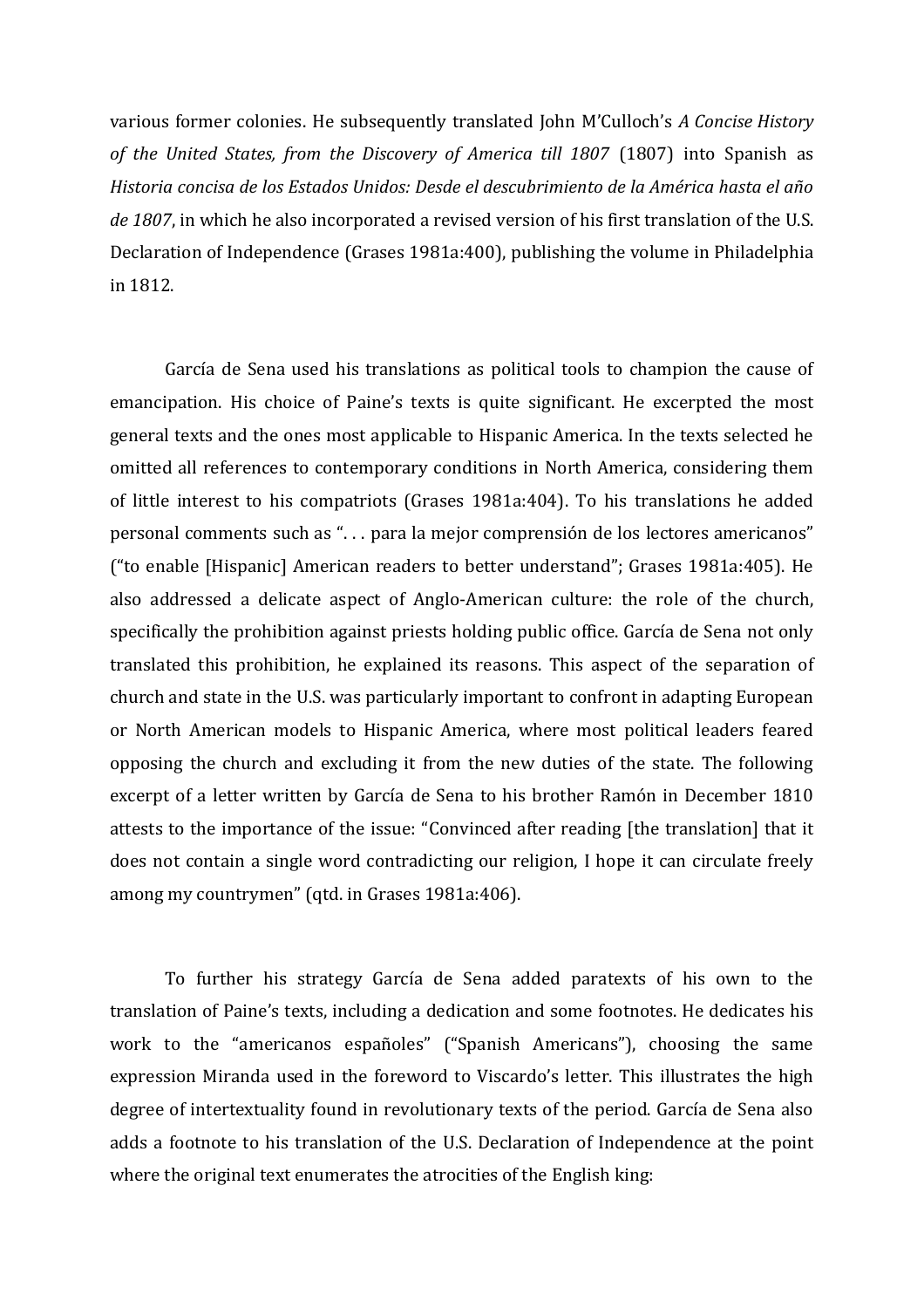various former colonies. He subsequently translated John M'Culloch's *A Concise History of the United States, from the Discovery of America till 1807* (1807) into Spanish as *Historia concisa de los Estados Unidos: Desde el descubrimiento de la América hasta el año de 1807*, in which he also incorporated a revised version of his first translation of the U.S. Declaration of Independence (Grases 1981a:400), publishing the volume in Philadelphia in 1812.

García de Sena used his translations as political tools to champion the cause of emancipation. His choice of Paine's texts is quite significant. He excerpted the most general texts and the ones most applicable to Hispanic America. In the texts selected he omitted all references to contemporary conditions in North America, considering them of little interest to his compatriots (Grases 1981a:404). To his translations he added personal comments such as ". . . para la mejor comprensión de los lectores americanos" ("to enable [Hispanic] American readers to better understand"; Grases 1981a:405). He also addressed a delicate aspect of Anglo-American culture: the role of the church, specifically the prohibition against priests holding public office. García de Sena not only translated this prohibition, he explained its reasons. This aspect of the separation of church and state in the U.S. was particularly important to confront in adapting European or North American models to Hispanic America, where most political leaders feared opposing the church and excluding it from the new duties of the state. The following excerpt of a letter written by García de Sena to his brother Ramón in December 1810 attests to the importance of the issue: "Convinced after reading [the translation] that it does not contain a single word contradicting our religion, I hope it can circulate freely among my countrymen" (qtd. in Grases 1981a:406).

To further his strategy García de Sena added paratexts of his own to the translation of Paine's texts, including a dedication and some footnotes. He dedicates his work to the "americanos españoles" ("Spanish Americans"), choosing the same expression Miranda used in the foreword to Viscardo's letter. This illustrates the high degree of intertextuality found in revolutionary texts of the period. García de Sena also adds a footnote to his translation of the U.S. Declaration of Independence at the point where the original text enumerates the atrocities of the English king: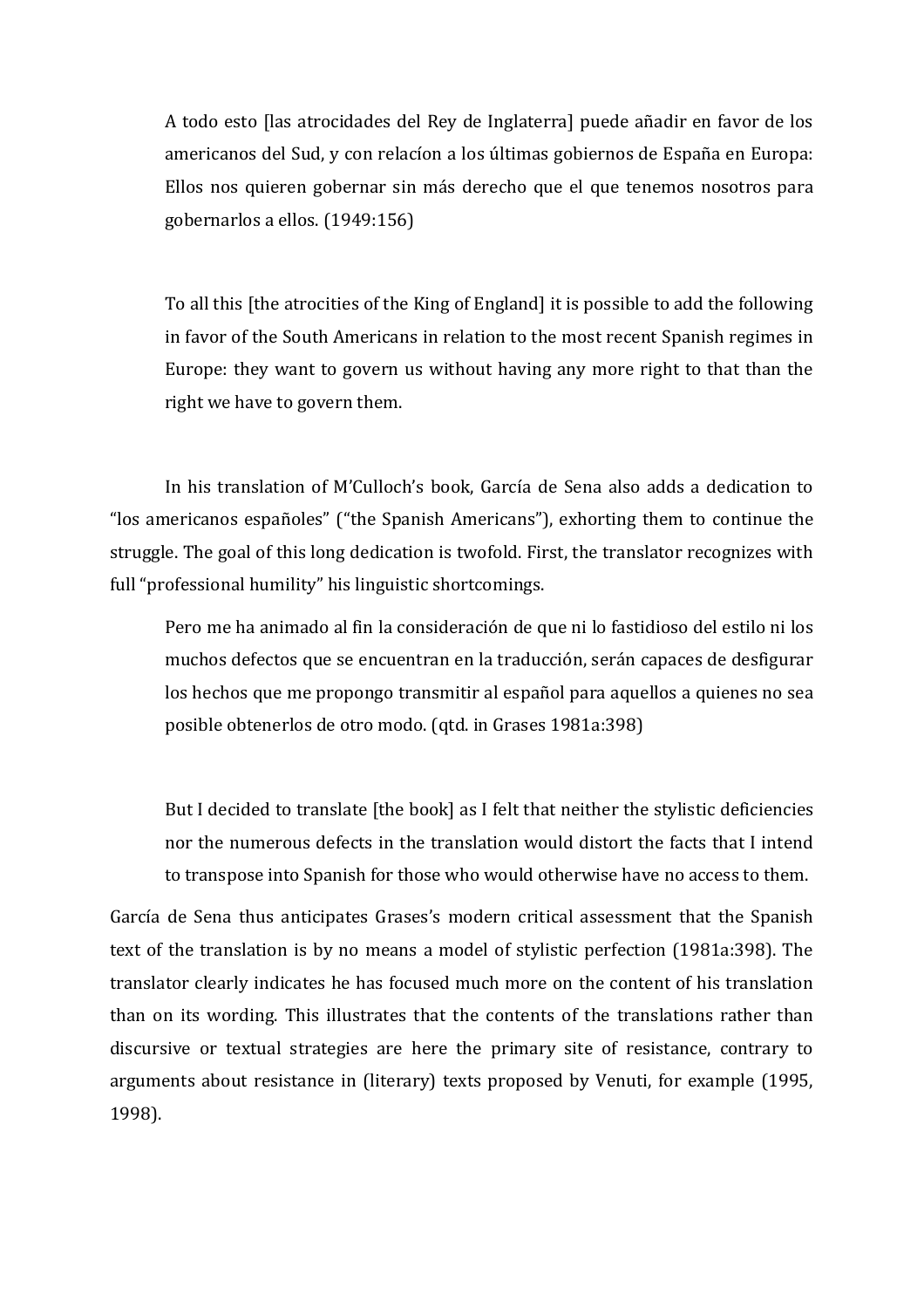> A todo esto [las atrocidades del Rey de Inglaterra] puede añadir en favor de los americanos del Sud, y con relacíon a los últimas gobiernos de España en Europa: Ellos nos quieren gobernar sin más derecho que el que tenemos nosotros para gobernarlos a ellos. (1949:156)

> To all this [the atrocities of the King of England] it is possible to add the following in favor of the South Americans in relation to the most recent Spanish regimes in Europe: they want to govern us without having any more right to that than the right we have to govern them.

In his translation of M'Culloch's book, García de Sena also adds a dedication to "los americanos españoles" ("the Spanish Americans"), exhorting them to continue the struggle. The goal of this long dedication is twofold. First, the translator recognizes with full "professional humility" his linguistic shortcomings.

> Pero me ha animado al fin la consideración de que ni lo fastidioso del estilo ni los muchos defectos que se encuentran en la traducción, serán capaces de desfigurar los hechos que me propongo transmitir al español para aquellos a quienes no sea posible obtenerlos de otro modo. (qtd. in Grases 1981a:398)

> But I decided to translate [the book] as I felt that neither the stylistic deficiencies nor the numerous defects in the translation would distort the facts that I intend to transpose into Spanish for those who would otherwise have no access to them.

García de Sena thus anticipates Grases's modern critical assessment that the Spanish text of the translation is by no means a model of stylistic perfection (1981a:398). The translator clearly indicates he has focused much more on the content of his translation than on its wording. This illustrates that the contents of the translations rather than discursive or textual strategies are here the primary site of resistance, contrary to arguments about resistance in (literary) texts proposed by Venuti, for example (1995, 1998).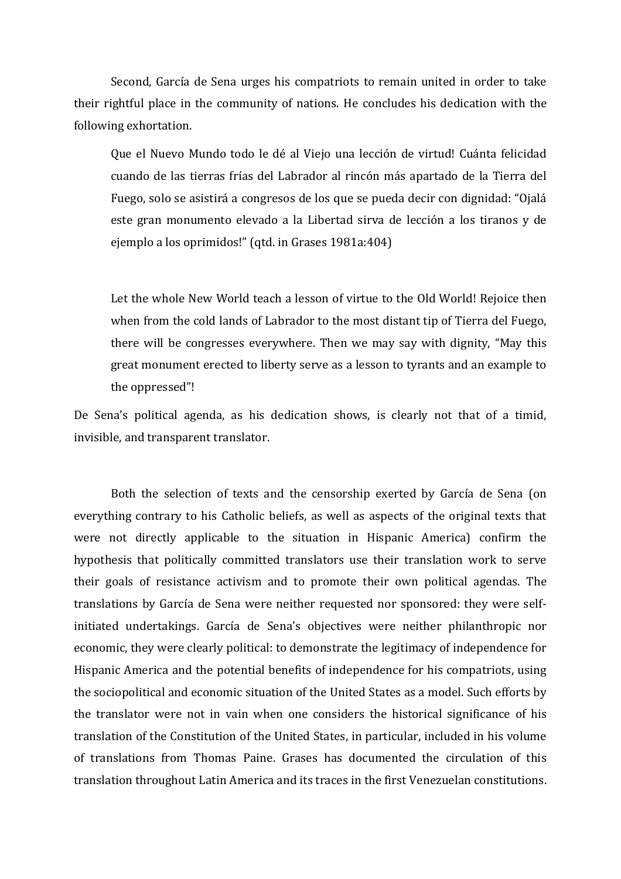Second, García de Sena urges his compatriots to remain united in order to take their rightful place in the community of nations. He concludes his dedication with the following exhortation.

> Que el Nuevo Mundo todo le dé al Viejo una lección de virtud! Cuánta felicidad cuando de las tierras frías del Labrador al rincón más apartado de la Tierra del Fuego, solo se asistirá a congresos de los que se pueda decir con dignidad: "Ojalá este gran monumento elevado a la Libertad sirva de lección a los tiranos y de ejemplo a los oprimidos!" (qtd. in Grases 1981a:404)

> Let the whole New World teach a lesson of virtue to the Old World! Rejoice then when from the cold lands of Labrador to the most distant tip of Tierra del Fuego, there will be congresses everywhere. Then we may say with dignity, "May this great monument erected to liberty serve as a lesson to tyrants and an example to the oppressed"!

De Sena's political agenda, as his dedication shows, is clearly not that of a timid, invisible, and transparent translator.

Both the selection of texts and the censorship exerted by García de Sena (on everything contrary to his Catholic beliefs, as well as aspects of the original texts that were not directly applicable to the situation in Hispanic America) confirm the hypothesis that politically committed translators use their translation work to serve their goals of resistance activism and to promote their own political agendas. The translations by García de Sena were neither requested nor sponsored: they were self-initiated undertakings. García de Sena's objectives were neither philanthropic nor economic, they were clearly political: to demonstrate the legitimacy of independence for Hispanic America and the potential benefits of independence for his compatriots, using the sociopolitical and economic situation of the United States as a model. Such efforts by the translator were not in vain when one considers the historical significance of his translation of the Constitution of the United States, in particular, included in his volume of translations from Thomas Paine. Grases has documented the circulation of this translation throughout Latin America and its traces in the first Venezuelan constitutions.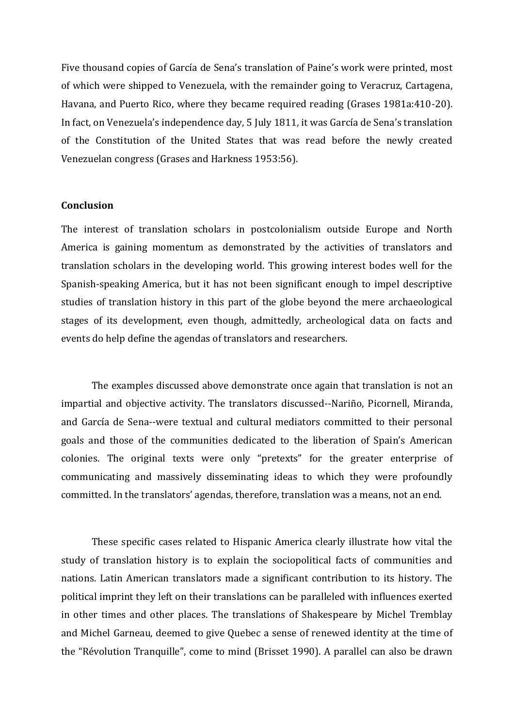Five thousand copies of García de Sena's translation of Paine's work were printed, most of which were shipped to Venezuela, with the remainder going to Veracruz, Cartagena, Havana, and Puerto Rico, where they became required reading (Grases 1981a:410-20). In fact, on Venezuela's independence day, 5 July 1811, it was García de Sena's translation of the Constitution of the United States that was read before the newly created Venezuelan congress (Grases and Harkness 1953:56).

## Conclusion

The interest of translation scholars in postcolonialism outside Europe and North America is gaining momentum as demonstrated by the activities of translators and translation scholars in the developing world. This growing interest bodes well for the Spanish-speaking America, but it has not been significant enough to impel descriptive studies of translation history in this part of the globe beyond the mere archaeological stages of its development, even though, admittedly, archeological data on facts and events do help define the agendas of translators and researchers.

The examples discussed above demonstrate once again that translation is not an impartial and objective activity. The translators discussed--Nariño, Picornell, Miranda, and García de Sena--were textual and cultural mediators committed to their personal goals and those of the communities dedicated to the liberation of Spain's American colonies. The original texts were only "pretexts" for the greater enterprise of communicating and massively disseminating ideas to which they were profoundly committed. In the translators' agendas, therefore, translation was a means, not an end.

These specific cases related to Hispanic America clearly illustrate how vital the study of translation history is to explain the sociopolitical facts of communities and nations. Latin American translators made a significant contribution to its history. The political imprint they left on their translations can be paralleled with influences exerted in other times and other places. The translations of Shakespeare by Michel Tremblay and Michel Garneau, deemed to give Quebec a sense of renewed identity at the time of the "Révolution Tranquille", come to mind (Brisset 1990). A parallel can also be drawn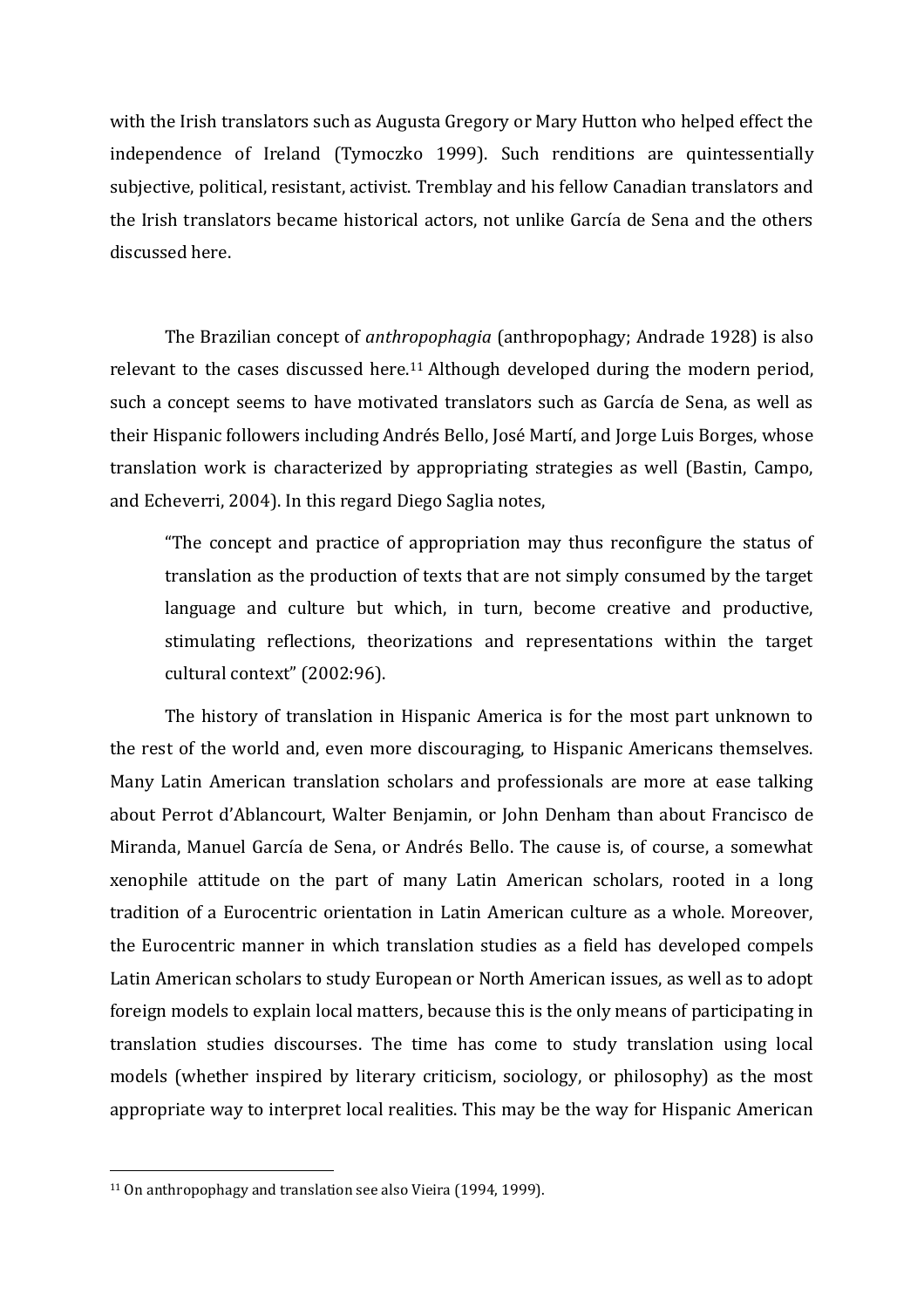with the Irish translators such as Augusta Gregory or Mary Hutton who helped effect the independence of Ireland (Tymoczko 1999). Such renditions are quintessentially subjective, political, resistant, activist. Tremblay and his fellow Canadian translators and the Irish translators became historical actors, not unlike García de Sena and the others discussed here.

The Brazilian concept of *anthropophagia* (anthropophagy; Andrade 1928) is also relevant to the cases discussed here.[11] Although developed during the modern period, such a concept seems to have motivated translators such as García de Sena, as well as their Hispanic followers including Andrés Bello, José Martí, and Jorge Luis Borges, whose translation work is characterized by appropriating strategies as well (Bastin, Campo, and Echeverri, 2004). In this regard Diego Saglia notes,

> "The concept and practice of appropriation may thus reconfigure the status of translation as the production of texts that are not simply consumed by the target language and culture but which, in turn, become creative and productive, stimulating reflections, theorizations and representations within the target cultural context" (2002:96).

The history of translation in Hispanic America is for the most part unknown to the rest of the world and, even more discouraging, to Hispanic Americans themselves. Many Latin American translation scholars and professionals are more at ease talking about Perrot d'Ablancourt, Walter Benjamin, or John Denham than about Francisco de Miranda, Manuel García de Sena, or Andrés Bello. The cause is, of course, a somewhat xenophile attitude on the part of many Latin American scholars, rooted in a long tradition of a Eurocentric orientation in Latin American culture as a whole. Moreover, the Eurocentric manner in which translation studies as a field has developed compels Latin American scholars to study European or North American issues, as well as to adopt foreign models to explain local matters, because this is the only means of participating in translation studies discourses. The time has come to study translation using local models (whether inspired by literary criticism, sociology, or philosophy) as the most appropriate way to interpret local realities. This may be the way for Hispanic American

[11] On anthropophagy and translation see also Vieira (1994, 1999).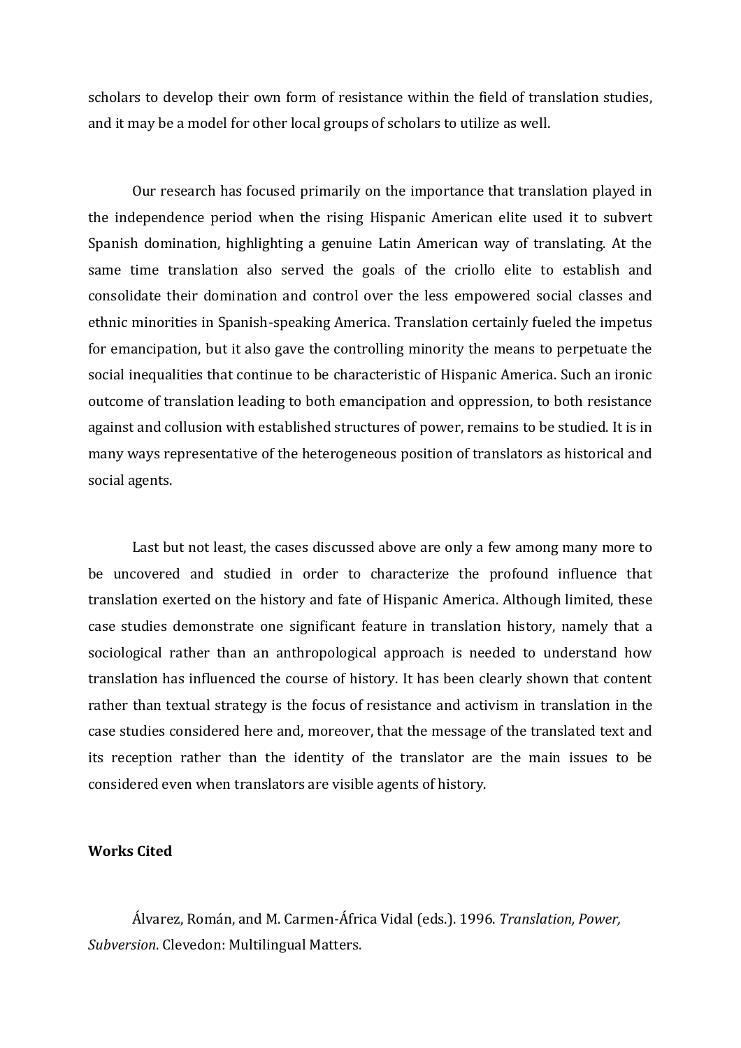scholars to develop their own form of resistance within the field of translation studies, and it may be a model for other local groups of scholars to utilize as well.

Our research has focused primarily on the importance that translation played in the independence period when the rising Hispanic American elite used it to subvert Spanish domination, highlighting a genuine Latin American way of translating. At the same time translation also served the goals of the criollo elite to establish and consolidate their domination and control over the less empowered social classes and ethnic minorities in Spanish-speaking America. Translation certainly fueled the impetus for emancipation, but it also gave the controlling minority the means to perpetuate the social inequalities that continue to be characteristic of Hispanic America. Such an ironic outcome of translation leading to both emancipation and oppression, to both resistance against and collusion with established structures of power, remains to be studied. It is in many ways representative of the heterogeneous position of translators as historical and social agents.

Last but not least, the cases discussed above are only a few among many more to be uncovered and studied in order to characterize the profound influence that translation exerted on the history and fate of Hispanic America. Although limited, these case studies demonstrate one significant feature in translation history, namely that a sociological rather than an anthropological approach is needed to understand how translation has influenced the course of history. It has been clearly shown that content rather than textual strategy is the focus of resistance and activism in translation in the case studies considered here and, moreover, that the message of the translated text and its reception rather than the identity of the translator are the main issues to be considered even when translators are visible agents of history.

**Works Cited**

Álvarez, Román, and M. Carmen-África Vidal (eds.). 1996. *Translation, Power, Subversion*. Clevedon: Multilingual Matters.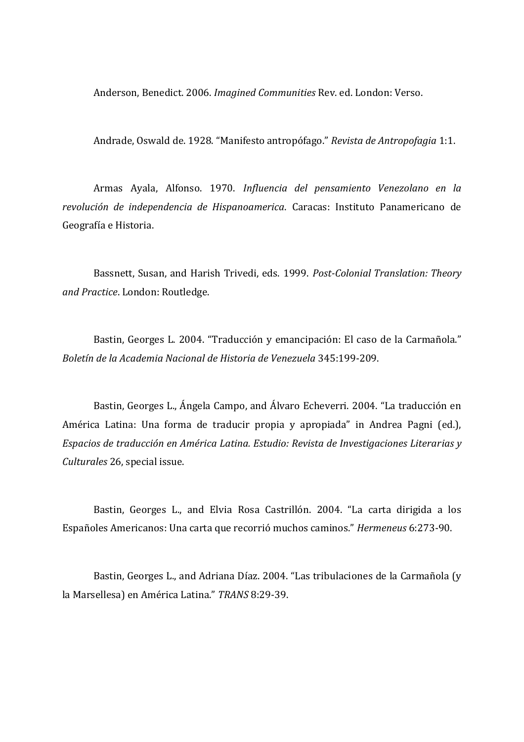Anderson, Benedict. 2006. *Imagined Communities* Rev. ed. London: Verso.

Andrade, Oswald de. 1928. "Manifesto antropófago." *Revista de Antropofagia* 1:1.

Armas Ayala, Alfonso. 1970. *Influencia del pensamiento Venezolano en la revolución de independencia de Hispanoamerica*. Caracas: Instituto Panamericano de Geografía e Historia.

Bassnett, Susan, and Harish Trivedi, eds. 1999. *Post-Colonial Translation: Theory and Practice*. London: Routledge.

Bastin, Georges L. 2004. "Traducción y emancipación: El caso de la Carmañola." *Boletín de la Academia Nacional de Historia de Venezuela* 345:199-209.

Bastin, Georges L., Ángela Campo, and Álvaro Echeverri. 2004. "La traducción en América Latina: Una forma de traducir propia y apropiada" in Andrea Pagni (ed.), *Espacios de traducción en América Latina. Estudio: Revista de Investigaciones Literarias y Culturales* 26, special issue.

Bastin, Georges L., and Elvia Rosa Castrillón. 2004. "La carta dirigida a los Españoles Americanos: Una carta que recorrió muchos caminos." *Hermeneus* 6:273-90.

Bastin, Georges L., and Adriana Díaz. 2004. "Las tribulaciones de la Carmañola (y la Marsellesa) en América Latina." *TRANS* 8:29-39.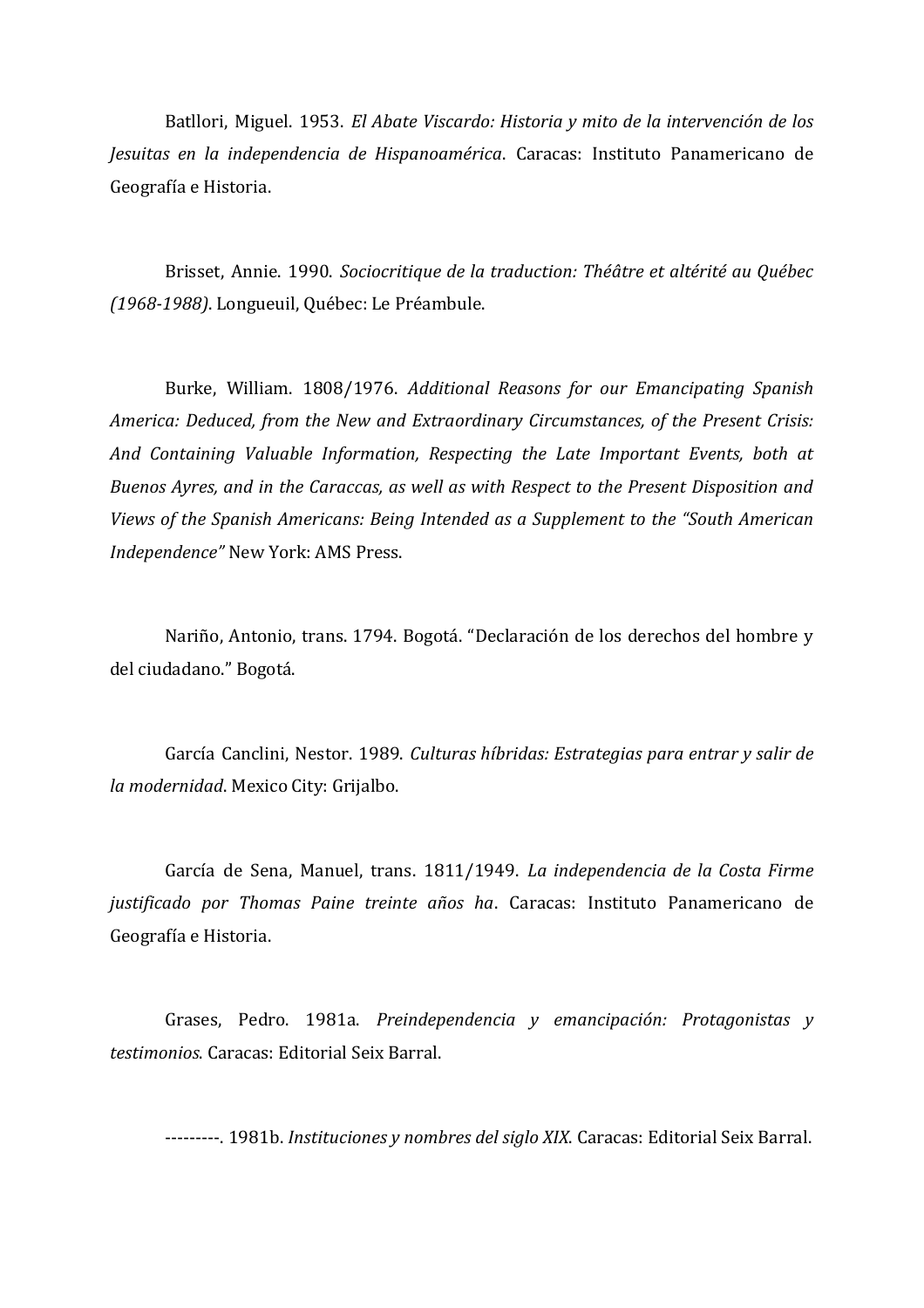Batllori, Miguel. 1953. *El Abate Viscardo: Historia y mito de la intervención de los Jesuitas en la independencia de Hispanoamérica*. Caracas: Instituto Panamericano de Geografía e Historia.

Brisset, Annie. 1990. *Sociocritique de la traduction: Théâtre et altérité au Québec (1968-1988)*. Longueuil, Québec: Le Préambule.

Burke, William. 1808/1976. *Additional Reasons for our Emancipating Spanish America: Deduced, from the New and Extraordinary Circumstances, of the Present Crisis: And Containing Valuable Information, Respecting the Late Important Events, both at Buenos Ayres, and in the Caraccas, as well as with Respect to the Present Disposition and Views of the Spanish Americans: Being Intended as a Supplement to the "South American Independence"* New York: AMS Press.

Nariño, Antonio, trans. 1794. Bogotá. "Declaración de los derechos del hombre y del ciudadano." Bogotá.

García Canclini, Nestor. 1989. *Culturas híbridas: Estrategias para entrar y salir de la modernidad*. Mexico City: Grijalbo.

García de Sena, Manuel, trans. 1811/1949. *La independencia de la Costa Firme justificado por Thomas Paine treinte años ha*. Caracas: Instituto Panamericano de Geografía e Historia.

Grases, Pedro. 1981a. *Preindependencia y emancipación: Protagonistas y testimonios*. Caracas: Editorial Seix Barral.

---------. 1981b. *Instituciones y nombres del siglo XIX*. Caracas: Editorial Seix Barral.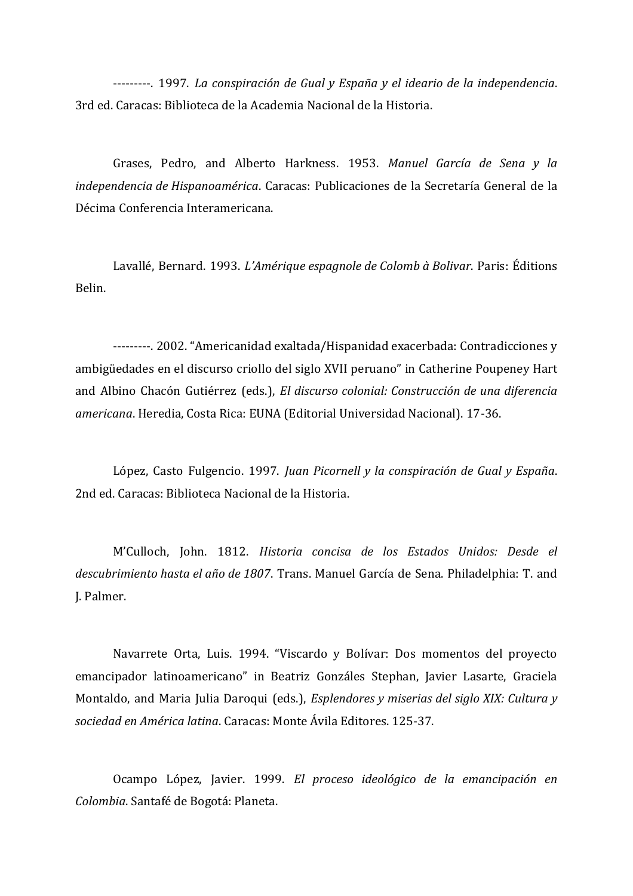---------. 1997. *La conspiración de Gual y España y el ideario de la independencia*. 3rd ed. Caracas: Biblioteca de la Academia Nacional de la Historia.

Grases, Pedro, and Alberto Harkness. 1953. *Manuel García de Sena y la independencia de Hispanoamérica*. Caracas: Publicaciones de la Secretaría General de la Décima Conferencia Interamericana.

Lavallé, Bernard. 1993. *L'Amérique espagnole de Colomb à Bolivar*. Paris: Éditions Belin.

---------. 2002. "Americanidad exaltada/Hispanidad exacerbada: Contradicciones y ambigüedades en el discurso criollo del siglo XVII peruano" in Catherine Poupeney Hart and Albino Chacón Gutiérrez (eds.), *El discurso colonial: Construcción de una diferencia americana*. Heredia, Costa Rica: EUNA (Editorial Universidad Nacional). 17-36.

López, Casto Fulgencio. 1997. *Juan Picornell y la conspiración de Gual y España*. 2nd ed. Caracas: Biblioteca Nacional de la Historia.

M'Culloch, John. 1812. *Historia concisa de los Estados Unidos: Desde el descubrimiento hasta el año de 1807*. Trans. Manuel García de Sena. Philadelphia: T. and J. Palmer.

Navarrete Orta, Luis. 1994. "Viscardo y Bolívar: Dos momentos del proyecto emancipador latinoamericano" in Beatriz Gonzáles Stephan, Javier Lasarte, Graciela Montaldo, and Maria Julia Daroqui (eds.), *Esplendores y miserias del siglo XIX: Cultura y sociedad en América latina*. Caracas: Monte Ávila Editores. 125-37.

Ocampo López, Javier. 1999. *El proceso ideológico de la emancipación en Colombia*. Santafé de Bogotá: Planeta.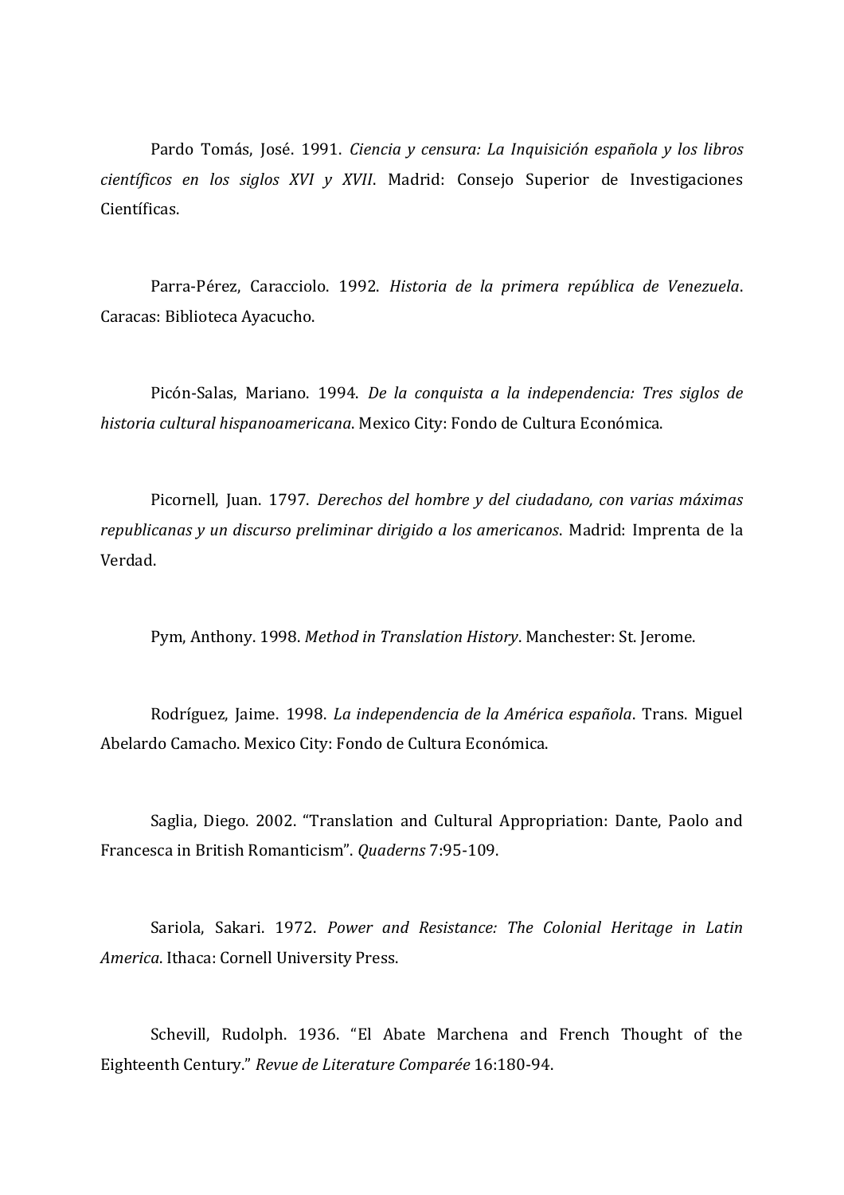Pardo Tomás, José. 1991. *Ciencia y censura: La Inquisición española y los libros científicos en los siglos XVI y XVII*. Madrid: Consejo Superior de Investigaciones Científicas.

Parra-Pérez, Caracciolo. 1992. *Historia de la primera república de Venezuela*. Caracas: Biblioteca Ayacucho.

Picón-Salas, Mariano. 1994. *De la conquista a la independencia: Tres siglos de historia cultural hispanoamericana*. Mexico City: Fondo de Cultura Económica.

Picornell, Juan. 1797. *Derechos del hombre y del ciudadano, con varias máximas republicanas y un discurso preliminar dirigido a los americanos*. Madrid: Imprenta de la Verdad.

Pym, Anthony. 1998. *Method in Translation History*. Manchester: St. Jerome.

Rodríguez, Jaime. 1998. *La independencia de la América española*. Trans. Miguel Abelardo Camacho. Mexico City: Fondo de Cultura Económica.

Saglia, Diego. 2002. "Translation and Cultural Appropriation: Dante, Paolo and Francesca in British Romanticism". *Quaderns* 7:95-109.

Sariola, Sakari. 1972. *Power and Resistance: The Colonial Heritage in Latin America*. Ithaca: Cornell University Press.

Schevill, Rudolph. 1936. "El Abate Marchena and French Thought of the Eighteenth Century." *Revue de Literature Comparée* 16:180-94.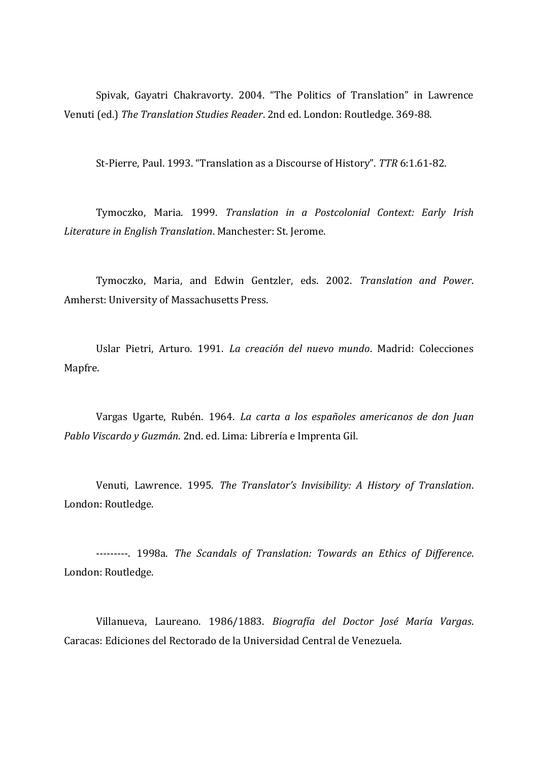Spivak, Gayatri Chakravorty. 2004. "The Politics of Translation" in Lawrence Venuti (ed.) *The Translation Studies Reader*. 2nd ed. London: Routledge. 369-88.

St-Pierre, Paul. 1993. "Translation as a Discourse of History". *TTR* 6:1.61-82.

Tymoczko, Maria. 1999. *Translation in a Postcolonial Context: Early Irish Literature in English Translation*. Manchester: St. Jerome.

Tymoczko, Maria, and Edwin Gentzler, eds. 2002. *Translation and Power*. Amherst: University of Massachusetts Press.

Uslar Pietri, Arturo. 1991. *La creación del nuevo mundo*. Madrid: Colecciones Mapfre.

Vargas Ugarte, Rubén. 1964. *La carta a los españoles americanos de don Juan Pablo Viscardo y Guzmán*. 2nd. ed. Lima: Librería e Imprenta Gil.

Venuti, Lawrence. 1995. *The Translator's Invisibility: A History of Translation*. London: Routledge.

---------. 1998a. *The Scandals of Translation: Towards an Ethics of Difference*. London: Routledge.

Villanueva, Laureano. 1986/1883. *Biografía del Doctor José María Vargas*. Caracas: Ediciones del Rectorado de la Universidad Central de Venezuela.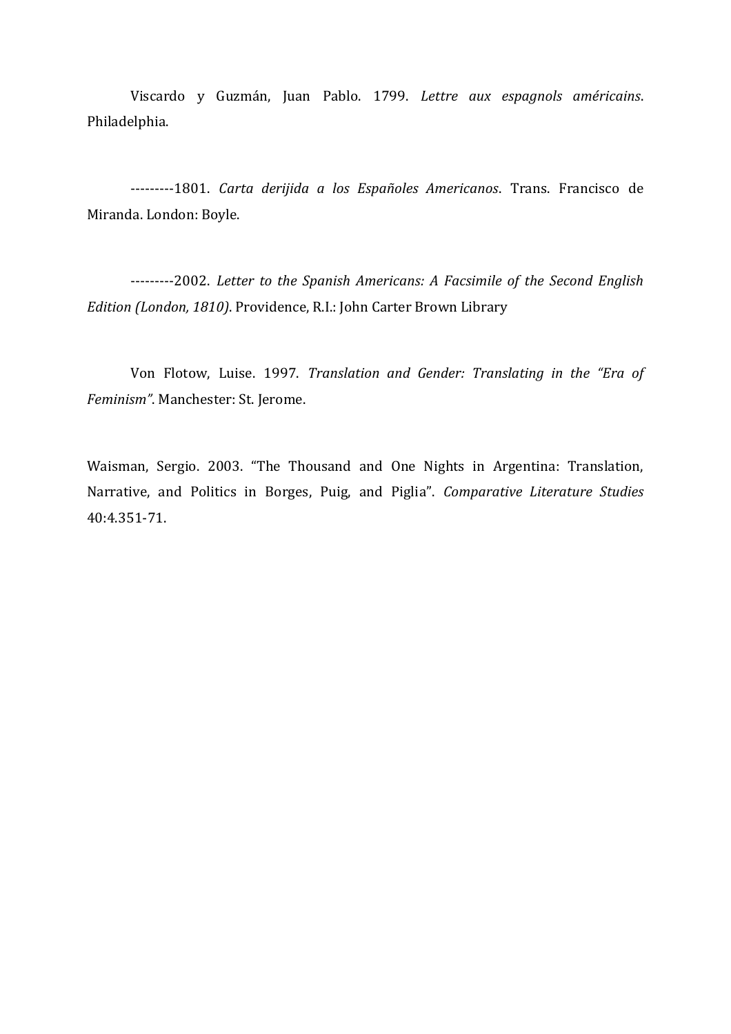Viscardo y Guzmán, Juan Pablo. 1799. *Lettre aux espagnols américains*. Philadelphia.

---------1801. *Carta derijida a los Españoles Americanos*. Trans. Francisco de Miranda. London: Boyle.

---------2002. *Letter to the Spanish Americans: A Facsimile of the Second English Edition (London, 1810)*. Providence, R.I.: John Carter Brown Library

Von Flotow, Luise. 1997. *Translation and Gender: Translating in the "Era of Feminism"*. Manchester: St. Jerome.

Waisman, Sergio. 2003. "The Thousand and One Nights in Argentina: Translation, Narrative, and Politics in Borges, Puig, and Piglia". *Comparative Literature Studies* 40:4.351-71.